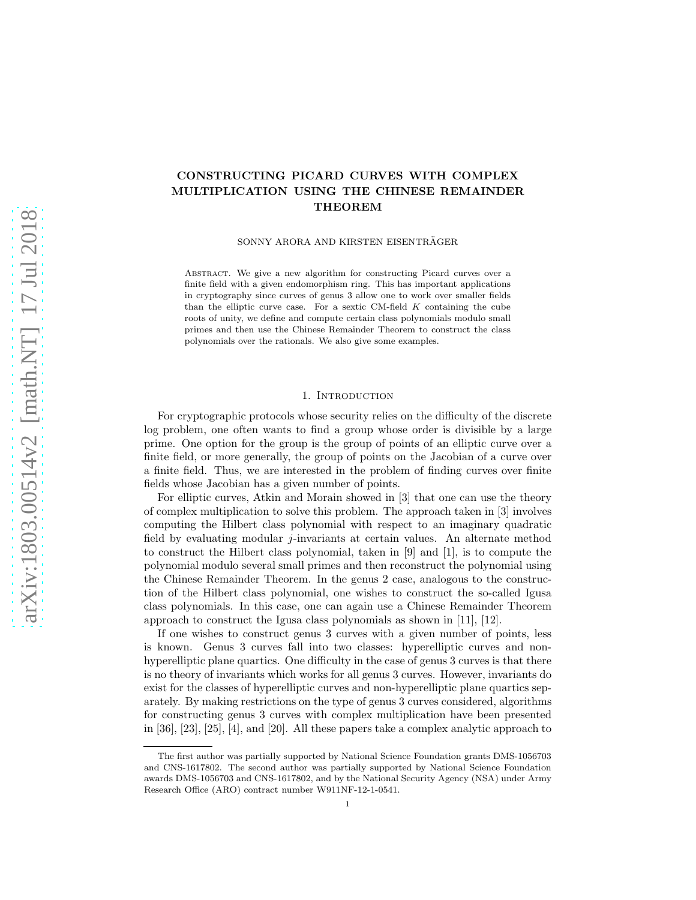# CONSTRUCTING PICARD CURVES WITH COMPLEX MULTIPLICATION USING THE CHINESE REMAINDER THEOREM

SONNY ARORA AND KIRSTEN EISENTRÄGER

Abstract. We give a new algorithm for constructing Picard curves over a finite field with a given endomorphism ring. This has important applications in cryptography since curves of genus 3 allow one to work over smaller fields than the elliptic curve case. For a sextic CM-field $K$ containing the cube roots of unity, we define and compute certain class polynomials modulo small primes and then use the Chinese Remainder Theorem to construct the class polynomials over the rationals. We also give some examples.

## 1. Introduction

For cryptographic protocols whose security relies on the difficulty of the discrete log problem, one often wants to find a group whose order is divisible by a large prime. One option for the group is the group of points of an elliptic curve over a finite field, or more generally, the group of points on the Jacobian of a curve over a finite field. Thus, we are interested in the problem of finding curves over finite fields whose Jacobian has a given number of points.

For elliptic curves, Atkin and Morain showed in [3] that one can use the theory of complex multiplication to solve this problem. The approach taken in [3] involves computing the Hilbert class polynomial with respect to an imaginary quadratic field by evaluating modular $j$-invariants at certain values. An alternate method to construct the Hilbert class polynomial, taken in [9] and [1], is to compute the polynomial modulo several small primes and then reconstruct the polynomial using the Chinese Remainder Theorem. In the genus 2 case, analogous to the construction of the Hilbert class polynomial, one wishes to construct the so-called Igusa class polynomials. In this case, one can again use a Chinese Remainder Theorem approach to construct the Igusa class polynomials as shown in [11], [12].

If one wishes to construct genus 3 curves with a given number of points, less is known. Genus 3 curves fall into two classes: hyperelliptic curves and non-hyperelliptic plane quartics. One difficulty in the case of genus 3 curves is that there is no theory of invariants which works for all genus 3 curves. However, invariants do exist for the classes of hyperelliptic curves and non-hyperelliptic plane quartics separately. By making restrictions on the type of genus 3 curves considered, algorithms for constructing genus 3 curves with complex multiplication have been presented in [36], [23], [25], [4], and [20]. All these papers take a complex analytic approach to

The first author was partially supported by National Science Foundation grants DMS-1056703 and CNS-1617802. The second author was partially supported by National Science Foundation awards DMS-1056703 and CNS-1617802, and by the National Security Agency (NSA) under Army Research Office (ARO) contract number W911NF-12-1-0541.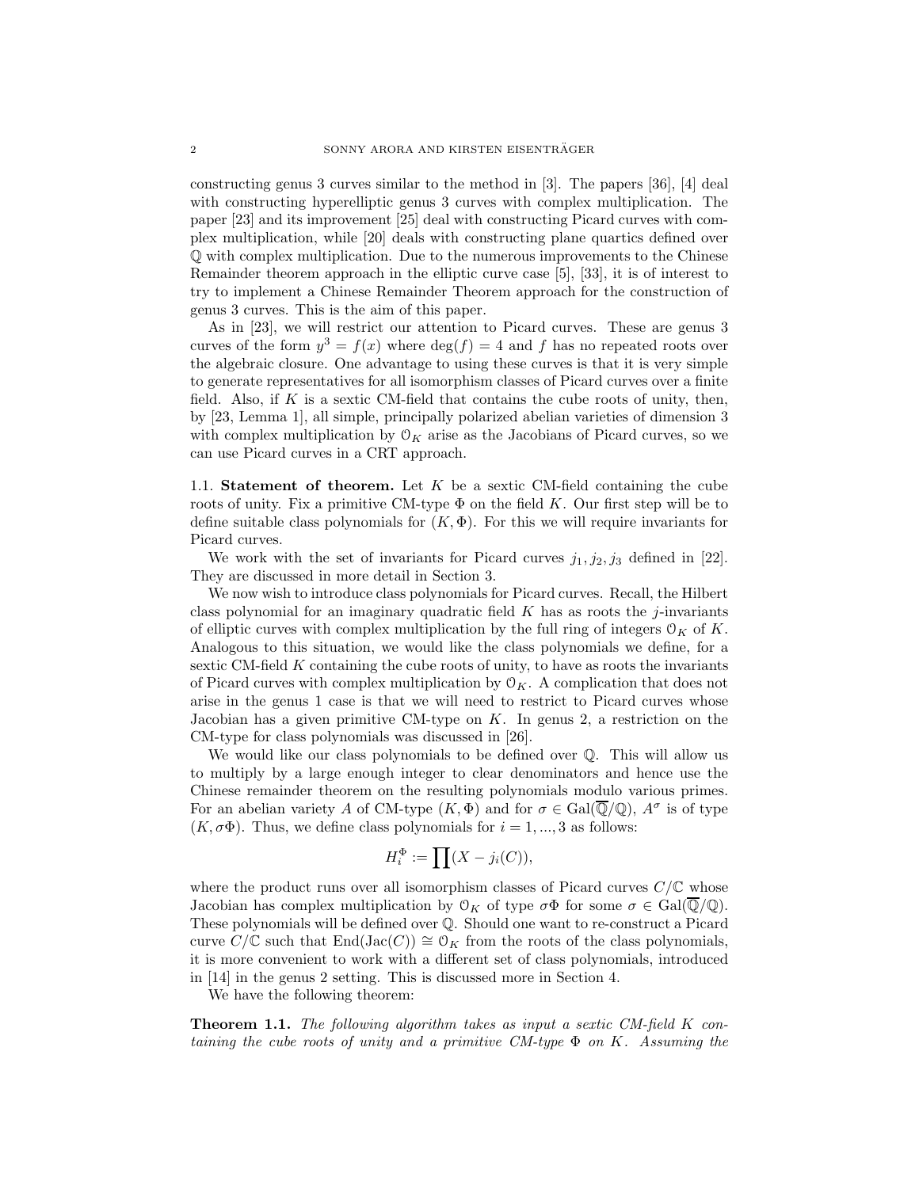constructing genus 3 curves similar to the method in [3]. The papers [36], [4] deal with constructing hyperelliptic genus 3 curves with complex multiplication. The paper [23] and its improvement [25] deal with constructing Picard curves with complex multiplication, while [20] deals with constructing plane quartics defined over $\mathbb{Q}$ with complex multiplication. Due to the numerous improvements to the Chinese Remainder theorem approach in the elliptic curve case [5], [33], it is of interest to try to implement a Chinese Remainder Theorem approach for the construction of genus 3 curves. This is the aim of this paper.

As in [23], we will restrict our attention to Picard curves. These are genus 3 curves of the form $y^3 = f(x)$ where $\deg(f) = 4$ and $f$ has no repeated roots over the algebraic closure. One advantage to using these curves is that it is very simple to generate representatives for all isomorphism classes of Picard curves over a finite field. Also, if $K$ is a sextic CM-field that contains the cube roots of unity, then, by [23, Lemma 1], all simple, principally polarized abelian varieties of dimension 3 with complex multiplication by $\mathcal{O}_K$ arise as the Jacobians of Picard curves, so we can use Picard curves in a CRT approach.

### 1.1. Statement of theorem.

Let $K$ be a sextic CM-field containing the cube roots of unity. Fix a primitive CM-type $\Phi$ on the field $K$. Our first step will be to define suitable class polynomials for $(K, \Phi)$. For this we will require invariants for Picard curves.

We work with the set of invariants for Picard curves $j_1, j_2, j_3$ defined in [22]. They are discussed in more detail in Section 3.

We now wish to introduce class polynomials for Picard curves. Recall, the Hilbert class polynomial for an imaginary quadratic field $K$ has as roots the $j$-invariants of elliptic curves with complex multiplication by the full ring of integers $\mathcal{O}_K$ of $K$. Analogous to this situation, we would like the class polynomials we define, for a sextic CM-field $K$ containing the cube roots of unity, to have as roots the invariants of Picard curves with complex multiplication by $\mathcal{O}_K$. A complication that does not arise in the genus 1 case is that we will need to restrict to Picard curves whose Jacobian has a given primitive CM-type on $K$. In genus 2, a restriction on the CM-type for class polynomials was discussed in [26].

We would like our class polynomials to be defined over $\mathbb{Q}$. This will allow us to multiply by a large enough integer to clear denominators and hence use the Chinese remainder theorem on the resulting polynomials modulo various primes. For an abelian variety $A$ of CM-type $(K, \Phi)$ and for $\sigma \in \mathrm{Gal}(\overline{\mathbb{Q}}/\mathbb{Q})$, $A^\sigma$ is of type $(K, \sigma\Phi)$. Thus, we define class polynomials for $i = 1, ..., 3$ as follows:

$$H_i^\Phi := \prod (X - j_i(C)),$$

where the product runs over all isomorphism classes of Picard curves $C/\mathbb{C}$ whose Jacobian has complex multiplication by $\mathcal{O}_K$ of type $\sigma\Phi$ for some $\sigma \in \mathrm{Gal}(\overline{\mathbb{Q}}/\mathbb{Q})$. These polynomials will be defined over $\mathbb{Q}$. Should one want to re-construct a Picard curve $C/\mathbb{C}$ such that $\mathrm{End}(\mathrm{Jac}(C)) \cong \mathcal{O}_K$ from the roots of the class polynomials, it is more convenient to work with a different set of class polynomials, introduced in [14] in the genus 2 setting. This is discussed more in Section 4.

We have the following theorem:

**Theorem 1.1.** *The following algorithm takes as input a sextic CM-field $K$ containing the cube roots of unity and a primitive CM-type $\Phi$ on $K$. Assuming the*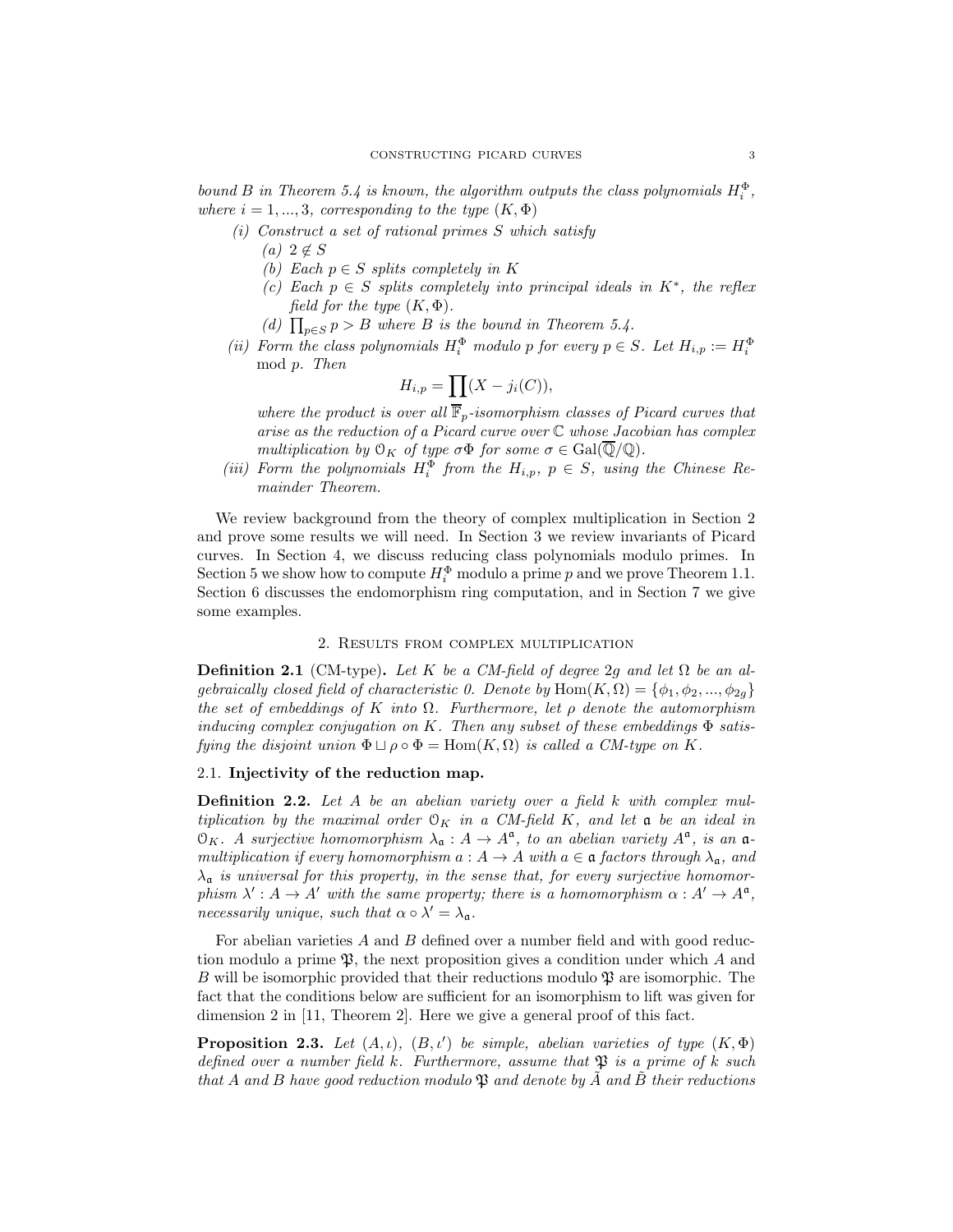*bound $B$ in Theorem 5.4 is known, the algorithm outputs the class polynomials $H_i^\Phi$, where $i = 1, ..., 3$, corresponding to the type $(K, \Phi)$*

- *(i) Construct a set of rational primes $S$ which satisfy*
  - *(a) $2 \notin S$*
  - *(b) Each $p \in S$ splits completely in $K$*
  - *(c) Each $p \in S$ splits completely into principal ideals in $K^*$, the reflex field for the type $(K, \Phi)$.*
  - *(d) $\prod_{p \in S} p > B$ where $B$ is the bound in Theorem 5.4.*
- *(ii) Form the class polynomials $H_i^\Phi$ modulo $p$ for every $p \in S$. Let $H_{i,p} := H_i^\Phi \mod p$. Then*

$$H_{i,p} = \prod (X - j_i(C)),$$

  *where the product is over all $\overline{\mathbb{F}}_p$-isomorphism classes of Picard curves that arise as the reduction of a Picard curve over $\mathbb{C}$ whose Jacobian has complex multiplication by $\mathcal{O}_K$ of type $\sigma\Phi$ for some $\sigma \in \mathrm{Gal}(\overline{\mathbb{Q}}/\mathbb{Q})$.*
- *(iii) Form the polynomials $H_i^\Phi$ from the $H_{i,p}$, $p \in S$, using the Chinese Remainder Theorem.*

We review background from the theory of complex multiplication in Section 2 and prove some results we will need. In Section 3 we review invariants of Picard curves. In Section 4, we discuss reducing class polynomials modulo primes. In Section 5 we show how to compute $H_i^\Phi$ modulo a prime $p$ and we prove Theorem 1.1. Section 6 discusses the endomorphism ring computation, and in Section 7 we give some examples.

## 2. Results from complex multiplication

**Definition 2.1** (CM-type)**.** *Let $K$ be a CM-field of degree $2g$ and let $\Omega$ be an algebraically closed field of characteristic 0. Denote by $\mathrm{Hom}(K, \Omega) = \{\phi_1, \phi_2, ..., \phi_{2g}\}$ the set of embeddings of $K$ into $\Omega$. Furthermore, let $\rho$ denote the automorphism inducing complex conjugation on $K$. Then any subset of these embeddings $\Phi$ satisfying the disjoint union $\Phi \sqcup \rho \circ \Phi = \mathrm{Hom}(K, \Omega)$ is called a CM-type on $K$.*

### 2.1. Injectivity of the reduction map.

**Definition 2.2.** *Let $A$ be an abelian variety over a field $k$ with complex multiplication by the maximal order $\mathcal{O}_K$ in a CM-field $K$, and let $\mathfrak{a}$ be an ideal in $\mathcal{O}_K$. A surjective homomorphism $\lambda_\mathfrak{a} : A \to A^\mathfrak{a}$, to an abelian variety $A^\mathfrak{a}$, is an $\mathfrak{a}$-multiplication if every homomorphism $a : A \to A$ with $a \in \mathfrak{a}$ factors through $\lambda_\mathfrak{a}$, and $\lambda_\mathfrak{a}$ is universal for this property, in the sense that, for every surjective homomorphism $\lambda' : A \to A'$ with the same property; there is a homomorphism $\alpha : A' \to A^\mathfrak{a}$, necessarily unique, such that $\alpha \circ \lambda' = \lambda_\mathfrak{a}$.*

For abelian varieties $A$ and $B$ defined over a number field and with good reduction modulo a prime $\mathfrak{P}$, the next proposition gives a condition under which $A$ and $B$ will be isomorphic provided that their reductions modulo $\mathfrak{P}$ are isomorphic. The fact that the conditions below are sufficient for an isomorphism to lift was given for dimension 2 in [11, Theorem 2]. Here we give a general proof of this fact.

**Proposition 2.3.** *Let $(A, \iota)$, $(B, \iota')$ be simple, abelian varieties of type $(K, \Phi)$ defined over a number field $k$. Furthermore, assume that $\mathfrak{P}$ is a prime of $k$ such that $A$ and $B$ have good reduction modulo $\mathfrak{P}$ and denote by $\tilde{A}$ and $\tilde{B}$ their reductions*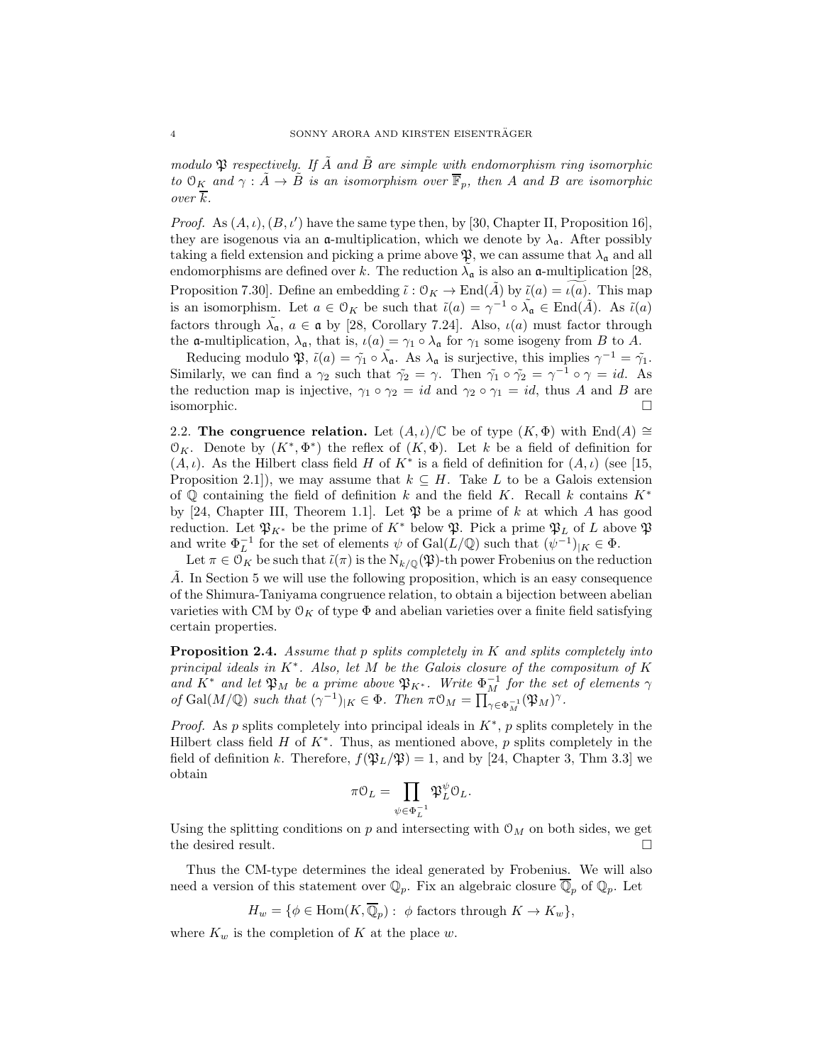*modulo $\mathfrak{P}$ respectively. If $\tilde{A}$ and $\tilde{B}$ are simple with endomorphism ring isomorphic to $\mathcal{O}_K$ and $\gamma : \tilde{A} \to \tilde{B}$ is an isomorphism over $\overline{\mathbb{F}}_p$, then $A$ and $B$ are isomorphic over $\overline{k}$.*

*Proof.* As $(A, \iota), (B, \iota')$ have the same type then, by [30, Chapter II, Proposition 16], they are isogenous via an $\mathfrak{a}$-multiplication, which we denote by $\lambda_{\mathfrak{a}}$. After possibly taking a field extension and picking a prime above $\mathfrak{P}$, we can assume that $\lambda_{\mathfrak{a}}$ and all endomorphisms are defined over $k$. The reduction $\tilde{\lambda_{\mathfrak{a}}}$ is also an $\mathfrak{a}$-multiplication [28, Proposition 7.30]. Define an embedding $\tilde{\iota} : \mathcal{O}_K \to \operatorname{End}(\tilde{A})$ by $\tilde{\iota}(a) = \widetilde{\iota(a)}$. This map is an isomorphism. Let $a \in \mathcal{O}_K$ be such that $\tilde{\iota}(a) = \gamma^{-1} \circ \tilde{\lambda_{\mathfrak{a}}} \in \operatorname{End}(\tilde{A})$. As $\tilde{\iota}(a)$ factors through $\tilde{\lambda_{\mathfrak{a}}}$, $a \in \mathfrak{a}$ by [28, Corollary 7.24]. Also, $\iota(a)$ must factor through the $\mathfrak{a}$-multiplication, $\lambda_{\mathfrak{a}}$, that is, $\iota(a) = \gamma_1 \circ \lambda_{\mathfrak{a}}$ for $\gamma_1$ some isogeny from $B$ to $A$.

Reducing modulo $\mathfrak{P}$, $\tilde{\iota}(a) = \tilde{\gamma_1} \circ \tilde{\lambda_{\mathfrak{a}}}$. As $\lambda_{\mathfrak{a}}$ is surjective, this implies $\gamma^{-1} = \tilde{\gamma_1}$. Similarly, we can find a $\gamma_2$ such that $\tilde{\gamma_2} = \gamma$. Then $\tilde{\gamma_1} \circ \tilde{\gamma_2} = \gamma^{-1} \circ \gamma = id$. As the reduction map is injective, $\gamma_1 \circ \gamma_2 = id$ and $\gamma_2 \circ \gamma_1 = id$, thus $A$ and $B$ are isomorphic. $\square$

2.2. **The congruence relation.** Let $(A, \iota)/\mathbb{C}$ be of type $(K, \Phi)$ with $\operatorname{End}(A) \cong \mathcal{O}_K$. Denote by $(K^*, \Phi^*)$ the reflex of $(K, \Phi)$. Let $k$ be a field of definition for $(A, \iota)$. As the Hilbert class field $H$ of $K^*$ is a field of definition for $(A, \iota)$ (see [15, Proposition 2.1]), we may assume that $k \subseteq H$. Take $L$ to be a Galois extension of $\mathbb{Q}$ containing the field of definition $k$ and the field $K$. Recall $k$ contains $K^*$ by [24, Chapter III, Theorem 1.1]. Let $\mathfrak{P}$ be a prime of $k$ at which $A$ has good reduction. Let $\mathfrak{P}_{K^*}$ be the prime of $K^*$ below $\mathfrak{P}$. Pick a prime $\mathfrak{P}_L$ of $L$ above $\mathfrak{P}$ and write $\Phi_L^{-1}$ for the set of elements $\psi$ of $\operatorname{Gal}(L/\mathbb{Q})$ such that $(\psi^{-1})_{|K} \in \Phi$.

Let $\pi \in \mathcal{O}_K$ be such that $\tilde{\iota}(\pi)$ is the $\mathrm{N}_{k/\mathbb{Q}}(\mathfrak{P})$-th power Frobenius on the reduction $\tilde{A}$. In Section 5 we will use the following proposition, which is an easy consequence of the Shimura-Taniyama congruence relation, to obtain a bijection between abelian varieties with CM by $\mathcal{O}_K$ of type $\Phi$ and abelian varieties over a finite field satisfying certain properties.

**Proposition 2.4.** *Assume that $p$ splits completely in $K$ and splits completely into principal ideals in $K^*$. Also, let $M$ be the Galois closure of the compositum of $K$ and $K^*$ and let $\mathfrak{P}_M$ be a prime above $\mathfrak{P}_{K^*}$. Write $\Phi_M^{-1}$ for the set of elements $\gamma$ of $\operatorname{Gal}(M/\mathbb{Q})$ such that $(\gamma^{-1})_{|K} \in \Phi$. Then $\pi\mathcal{O}_M = \prod_{\gamma \in \Phi_M^{-1}} (\mathfrak{P}_M)^{\gamma}$.*

*Proof.* As $p$ splits completely into principal ideals in $K^*$, $p$ splits completely in the Hilbert class field $H$ of $K^*$. Thus, as mentioned above, $p$ splits completely in the field of definition $k$. Therefore, $f(\mathfrak{P}_L/\mathfrak{P}) = 1$, and by [24, Chapter 3, Thm 3.3] we obtain

$$\pi\mathcal{O}_L = \prod_{\psi \in \Phi_L^{-1}} \mathfrak{P}_L^{\psi}\mathcal{O}_L.$$

Using the splitting conditions on $p$ and intersecting with $\mathcal{O}_M$ on both sides, we get the desired result. $\square$

Thus the CM-type determines the ideal generated by Frobenius. We will also need a version of this statement over $\mathbb{Q}_p$. Fix an algebraic closure $\overline{\mathbb{Q}}_p$ of $\mathbb{Q}_p$. Let

$$H_w = \{\phi \in \operatorname{Hom}(K, \overline{\mathbb{Q}}_p) : \ \phi \text{ factors through } K \to K_w\},$$

where $K_w$ is the completion of $K$ at the place $w$.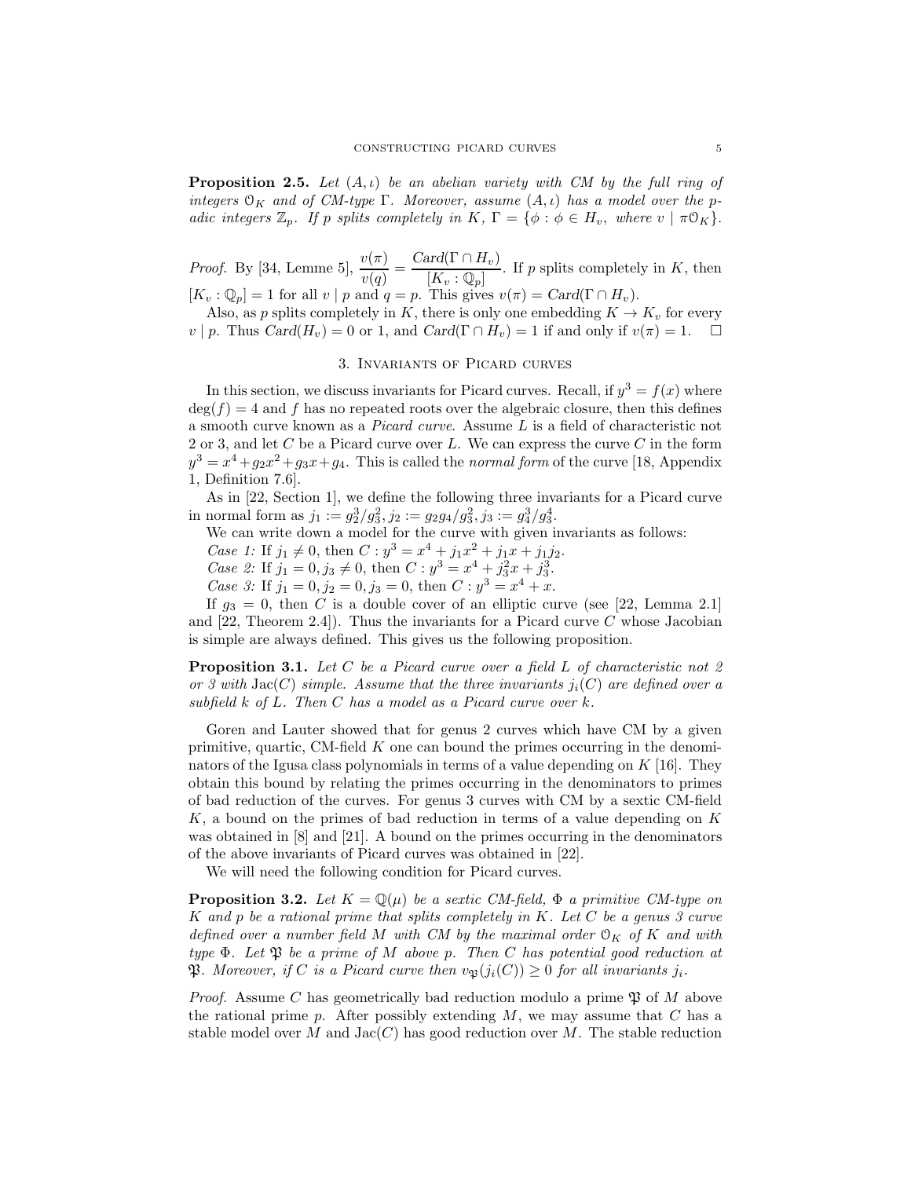**Proposition 2.5.** *Let $(A, \iota)$ be an abelian variety with CM by the full ring of integers $\mathcal{O}_K$ and of CM-type $\Gamma$. Moreover, assume $(A, \iota)$ has a model over the $p$-adic integers $\mathbb{Z}_p$. If $p$ splits completely in $K$, $\Gamma = \{\phi : \phi \in H_v, \text{ where } v \mid \pi\mathcal{O}_K\}$.*

*Proof.* By [34, Lemme 5], $\dfrac{v(\pi)}{v(q)} = \dfrac{Card(\Gamma \cap H_v)}{[K_v : \mathbb{Q}_p]}$. If $p$ splits completely in $K$, then $[K_v : \mathbb{Q}_p] = 1$ for all $v \mid p$ and $q = p$. This gives $v(\pi) = Card(\Gamma \cap H_v)$.

Also, as $p$ splits completely in $K$, there is only one embedding $K \to K_v$ for every $v \mid p$. Thus $Card(H_v) = 0$ or 1, and $Card(\Gamma \cap H_v) = 1$ if and only if $v(\pi) = 1$. $\square$

## 3. Invariants of Picard curves

In this section, we discuss invariants for Picard curves. Recall, if $y^3 = f(x)$ where $\deg(f) = 4$ and $f$ has no repeated roots over the algebraic closure, then this defines a smooth curve known as a *Picard curve*. Assume $L$ is a field of characteristic not 2 or 3, and let $C$ be a Picard curve over $L$. We can express the curve $C$ in the form $y^3 = x^4 + g_2x^2 + g_3x + g_4$. This is called the *normal form* of the curve [18, Appendix 1, Definition 7.6].

As in [22, Section 1], we define the following three invariants for a Picard curve in normal form as $j_1 := g_2^3/g_3^2, j_2 := g_2g_4/g_3^2, j_3 := g_4^3/g_3^4$.

We can write down a model for the curve with given invariants as follows:

*Case 1:* If $j_1 \neq 0$, then $C : y^3 = x^4 + j_1x^2 + j_1x + j_1j_2$.

*Case 2:* If $j_1 = 0, j_3 \neq 0$, then $C : y^3 = x^4 + j_3^2x + j_3^3$.

*Case 3:* If $j_1 = 0, j_2 = 0, j_3 = 0$, then $C : y^3 = x^4 + x$.

If $g_3 = 0$, then $C$ is a double cover of an elliptic curve (see [22, Lemma 2.1] and [22, Theorem 2.4]). Thus the invariants for a Picard curve $C$ whose Jacobian is simple are always defined. This gives us the following proposition.

**Proposition 3.1.** *Let $C$ be a Picard curve over a field $L$ of characteristic not 2 or 3 with $\mathrm{Jac}(C)$ simple. Assume that the three invariants $j_i(C)$ are defined over a subfield $k$ of $L$. Then $C$ has a model as a Picard curve over $k$.*

Goren and Lauter showed that for genus 2 curves which have CM by a given primitive, quartic, CM-field $K$ one can bound the primes occurring in the denominators of the Igusa class polynomials in terms of a value depending on $K$ [16]. They obtain this bound by relating the primes occurring in the denominators to primes of bad reduction of the curves. For genus 3 curves with CM by a sextic CM-field $K$, a bound on the primes of bad reduction in terms of a value depending on $K$ was obtained in [8] and [21]. A bound on the primes occurring in the denominators of the above invariants of Picard curves was obtained in [22].

We will need the following condition for Picard curves.

**Proposition 3.2.** *Let $K = \mathbb{Q}(\mu)$ be a sextic CM-field, $\Phi$ a primitive CM-type on $K$ and $p$ be a rational prime that splits completely in $K$. Let $C$ be a genus 3 curve defined over a number field $M$ with CM by the maximal order $\mathcal{O}_K$ of $K$ and with type $\Phi$. Let $\mathfrak{P}$ be a prime of $M$ above $p$. Then $C$ has potential good reduction at $\mathfrak{P}$. Moreover, if $C$ is a Picard curve then $v_{\mathfrak{P}}(j_i(C)) \geq 0$ for all invariants $j_i$.*

*Proof.* Assume $C$ has geometrically bad reduction modulo a prime $\mathfrak{P}$ of $M$ above the rational prime $p$. After possibly extending $M$, we may assume that $C$ has a stable model over $M$ and $\mathrm{Jac}(C)$ has good reduction over $M$. The stable reduction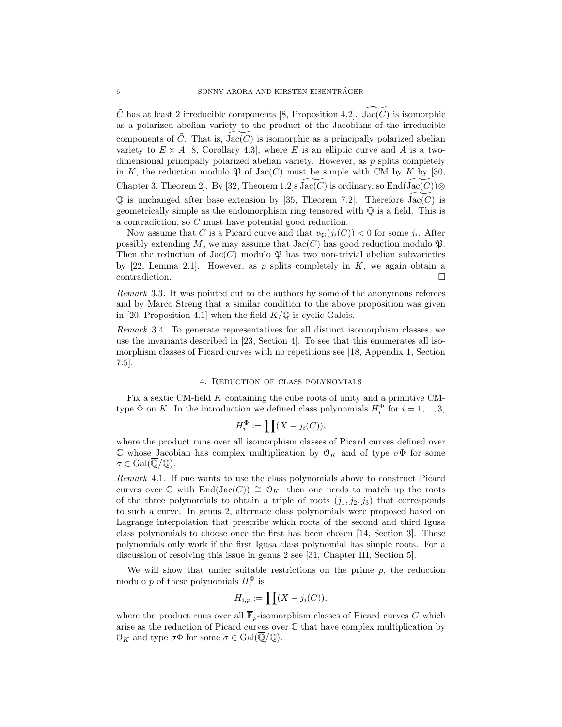$\tilde{C}$ has at least 2 irreducible components [8, Proposition 4.2]. $\widetilde{\mathrm{Jac}(C)}$ is isomorphic as a polarized abelian variety to the product of the Jacobians of the irreducible components of $\tilde{C}$. That is, $\widetilde{\mathrm{Jac}(C)}$ is isomorphic as a principally polarized abelian variety to $E \times A$ [8, Corollary 4.3], where $E$ is an elliptic curve and $A$ is a two-dimensional principally polarized abelian variety. However, as $p$ splits completely in $K$, the reduction modulo $\mathfrak{P}$ of $\mathrm{Jac}(C)$ must be simple with CM by $K$ by [30, Chapter 3, Theorem 2]. By [32, Theorem 1.2]s $\widetilde{\mathrm{Jac}(C)}$ is ordinary, so $\mathrm{End}(\widetilde{\mathrm{Jac}(C)}) \otimes \mathbb{Q}$ is unchanged after base extension by [35, Theorem 7.2]. Therefore $\widetilde{\mathrm{Jac}(C)}$ is geometrically simple as the endomorphism ring tensored with $\mathbb{Q}$ is a field. This is a contradiction, so $C$ must have potential good reduction.

Now assume that $C$ is a Picard curve and that $v_{\mathfrak{P}}(j_i(C)) < 0$ for some $j_i$. After possibly extending $M$, we may assume that $\mathrm{Jac}(C)$ has good reduction modulo $\mathfrak{P}$. Then the reduction of $\mathrm{Jac}(C)$ modulo $\mathfrak{P}$ has two non-trivial abelian subvarieties by [22, Lemma 2.1]. However, as $p$ splits completely in $K$, we again obtain a contradiction. □

*Remark* 3.3. It was pointed out to the authors by some of the anonymous referees and by Marco Streng that a similar condition to the above proposition was given in [20, Proposition 4.1] when the field $K/\mathbb{Q}$ is cyclic Galois.

*Remark* 3.4. To generate representatives for all distinct isomorphism classes, we use the invariants described in [23, Section 4]. To see that this enumerates all isomorphism classes of Picard curves with no repetitions see [18, Appendix 1, Section 7.5].

## 4. Reduction of class polynomials

Fix a sextic CM-field $K$ containing the cube roots of unity and a primitive CM-type $\Phi$ on $K$. In the introduction we defined class polynomials $H_i^{\Phi}$ for $i = 1, ..., 3$,

$$H_i^{\Phi} := \prod (X - j_i(C)),$$

where the product runs over all isomorphism classes of Picard curves defined over $\mathbb{C}$ whose Jacobian has complex multiplication by $\mathcal{O}_K$ and of type $\sigma\Phi$ for some $\sigma \in \mathrm{Gal}(\overline{\mathbb{Q}}/\mathbb{Q})$.

*Remark* 4.1. If one wants to use the class polynomials above to construct Picard curves over $\mathbb{C}$ with $\mathrm{End}(\mathrm{Jac}(C)) \cong \mathcal{O}_K$, then one needs to match up the roots of the three polynomials to obtain a triple of roots $(j_1, j_2, j_3)$ that corresponds to such a curve. In genus 2, alternate class polynomials were proposed based on Lagrange interpolation that prescribe which roots of the second and third Igusa class polynomials to choose once the first has been chosen [14, Section 3]. These polynomials only work if the first Igusa class polynomial has simple roots. For a discussion of resolving this issue in genus 2 see [31, Chapter III, Section 5].

We will show that under suitable restrictions on the prime $p$, the reduction modulo $p$ of these polynomials $H_i^{\Phi}$ is

$$H_{i,p} := \prod (X - j_i(C)),$$

where the product runs over all $\overline{\mathbb{F}}_p$-isomorphism classes of Picard curves $C$ which arise as the reduction of Picard curves over $\mathbb{C}$ that have complex multiplication by $\mathcal{O}_K$ and type $\sigma\Phi$ for some $\sigma \in \mathrm{Gal}(\overline{\mathbb{Q}}/\mathbb{Q})$.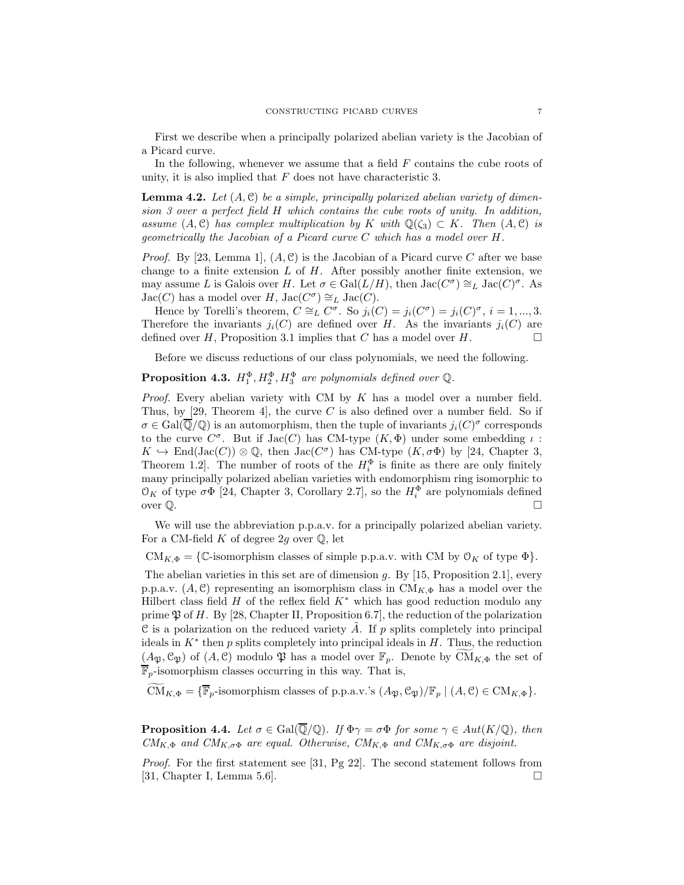First we describe when a principally polarized abelian variety is the Jacobian of a Picard curve.

In the following, whenever we assume that a field $F$ contains the cube roots of unity, it is also implied that $F$ does not have characteristic 3.

**Lemma 4.2.** *Let $(A, \mathcal{C})$ be a simple, principally polarized abelian variety of dimension 3 over a perfect field $H$ which contains the cube roots of unity. In addition, assume $(A, \mathcal{C})$ has complex multiplication by $K$ with $\mathbb{Q}(\zeta_3) \subset K$. Then $(A, \mathcal{C})$ is geometrically the Jacobian of a Picard curve $C$ which has a model over $H$.*

*Proof.* By [23, Lemma 1], $(A, \mathcal{C})$ is the Jacobian of a Picard curve $C$ after we base change to a finite extension $L$ of $H$. After possibly another finite extension, we may assume $L$ is Galois over $H$. Let $\sigma \in \mathrm{Gal}(L/H)$, then $\mathrm{Jac}(C^\sigma) \cong_L \mathrm{Jac}(C)^\sigma$. As $\mathrm{Jac}(C)$ has a model over $H$, $\mathrm{Jac}(C^\sigma) \cong_L \mathrm{Jac}(C)$.

Hence by Torelli's theorem, $C \cong_L C^\sigma$. So $j_i(C) = j_i(C^\sigma) = j_i(C)^\sigma$, $i = 1, ..., 3$. Therefore the invariants $j_i(C)$ are defined over $H$. As the invariants $j_i(C)$ are defined over $H$, Proposition 3.1 implies that $C$ has a model over $H$. □

Before we discuss reductions of our class polynomials, we need the following.

**Proposition 4.3.** *$H_1^\Phi, H_2^\Phi, H_3^\Phi$ are polynomials defined over $\mathbb{Q}$.*

*Proof.* Every abelian variety with CM by $K$ has a model over a number field. Thus, by [29, Theorem 4], the curve $C$ is also defined over a number field. So if $\sigma \in \mathrm{Gal}(\overline{\mathbb{Q}}/\mathbb{Q})$ is an automorphism, then the tuple of invariants $j_i(C)^\sigma$ corresponds to the curve $C^\sigma$. But if $\mathrm{Jac}(C)$ has CM-type $(K, \Phi)$ under some embedding $\iota : K \hookrightarrow \mathrm{End}(\mathrm{Jac}(C)) \otimes \mathbb{Q}$, then $\mathrm{Jac}(C^\sigma)$ has CM-type $(K, \sigma\Phi)$ by [24, Chapter 3, Theorem 1.2]. The number of roots of the $H_i^\Phi$ is finite as there are only finitely many principally polarized abelian varieties with endomorphism ring isomorphic to $\mathcal{O}_K$ of type $\sigma\Phi$ [24, Chapter 3, Corollary 2.7], so the $H_i^\Phi$ are polynomials defined over $\mathbb{Q}$. □

We will use the abbreviation p.p.a.v. for a principally polarized abelian variety. For a CM-field $K$ of degree $2g$ over $\mathbb{Q}$, let

$$\mathrm{CM}_{K,\Phi} = \{\mathbb{C}\text{-isomorphism classes of simple p.p.a.v. with CM by } \mathcal{O}_K \text{ of type } \Phi\}.$$

The abelian varieties in this set are of dimension $g$. By [15, Proposition 2.1], every p.p.a.v. $(A, \mathcal{C})$ representing an isomorphism class in $\mathrm{CM}_{K,\Phi}$ has a model over the Hilbert class field $H$ of the reflex field $K^*$ which has good reduction modulo any prime $\mathfrak{P}$ of $H$. By [28, Chapter II, Proposition 6.7], the reduction of the polarization $\mathcal{C}$ is a polarization on the reduced variety $\tilde{A}$. If $p$ splits completely into principal ideals in $K^*$ then $p$ splits completely into principal ideals in $H$. Thus, the reduction $(A_{\mathfrak{P}}, \mathcal{C}_{\mathfrak{P}})$ of $(A, \mathcal{C})$ modulo $\mathfrak{P}$ has a model over $\mathbb{F}_p$. Denote by $\widetilde{\mathrm{CM}}_{K,\Phi}$ the set of $\overline{\mathbb{F}}_p$-isomorphism classes occurring in this way. That is,

$$\widetilde{\mathrm{CM}}_{K,\Phi} = \{\overline{\mathbb{F}}_p\text{-isomorphism classes of p.p.a.v.'s } (A_{\mathfrak{P}}, \mathcal{C}_{\mathfrak{P}})/\mathbb{F}_p \mid (A, \mathcal{C}) \in \mathrm{CM}_{K,\Phi}\}.$$

**Proposition 4.4.** *Let $\sigma \in \mathrm{Gal}(\overline{\mathbb{Q}}/\mathbb{Q})$. If $\Phi\gamma = \sigma\Phi$ for some $\gamma \in Aut(K/\mathbb{Q})$, then $CM_{K,\Phi}$ and $CM_{K,\sigma\Phi}$ are equal. Otherwise, $CM_{K,\Phi}$ and $CM_{K,\sigma\Phi}$ are disjoint.*

*Proof.* For the first statement see [31, Pg 22]. The second statement follows from [31, Chapter I, Lemma 5.6]. □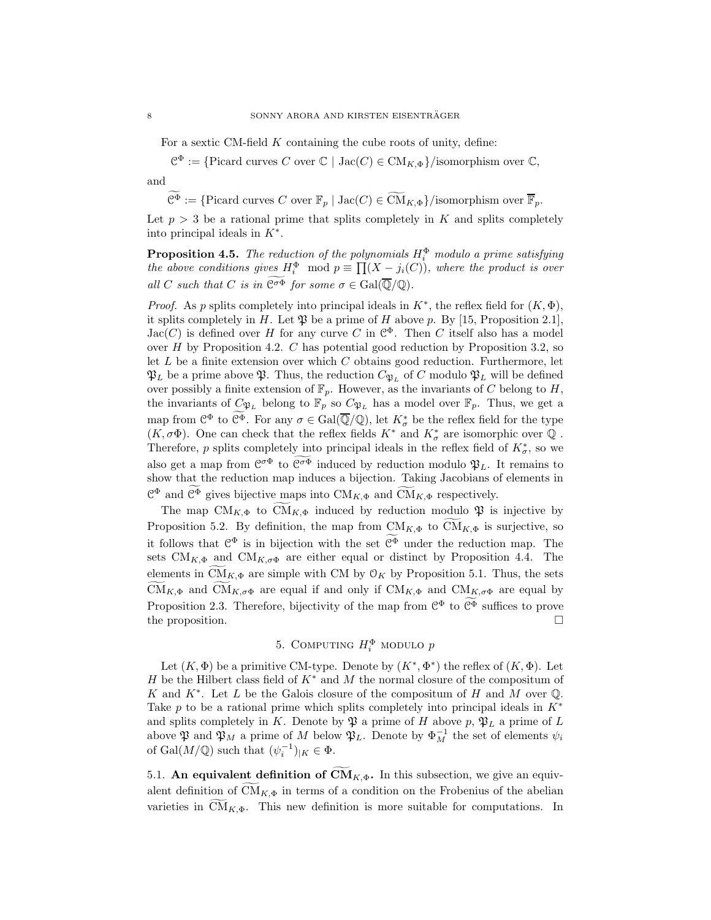For a sextic CM-field $K$ containing the cube roots of unity, define:

$$\mathcal{C}^\Phi := \{\text{Picard curves } C \text{ over } \mathbb{C} \mid \mathrm{Jac}(C) \in \mathrm{CM}_{K,\Phi}\}/\text{isomorphism over } \mathbb{C},$$

and

$$\widetilde{\mathcal{C}^\Phi} := \{\text{Picard curves } C \text{ over } \mathbb{F}_p \mid \mathrm{Jac}(C) \in \widetilde{\mathrm{CM}}_{K,\Phi}\}/\text{isomorphism over } \overline{\mathbb{F}}_p.$$

Let $p > 3$ be a rational prime that splits completely in $K$ and splits completely into principal ideals in $K^*$.

**Proposition 4.5.** *The reduction of the polynomials $H_i^\Phi$ modulo a prime satisfying the above conditions gives $H_i^\Phi \mod p \equiv \prod(X - j_i(C))$, where the product is over all $C$ such that $C$ is in $\widetilde{\mathcal{C}^{\sigma\Phi}}$ for some $\sigma \in \mathrm{Gal}(\overline{\mathbb{Q}}/\mathbb{Q})$.*

*Proof.* As $p$ splits completely into principal ideals in $K^*$, the reflex field for $(K, \Phi)$, it splits completely in $H$. Let $\mathfrak{P}$ be a prime of $H$ above $p$. By [15, Proposition 2.1], $\mathrm{Jac}(C)$ is defined over $H$ for any curve $C$ in $\mathcal{C}^\Phi$. Then $C$ itself also has a model over $H$ by Proposition 4.2. $C$ has potential good reduction by Proposition 3.2, so let $L$ be a finite extension over which $C$ obtains good reduction. Furthermore, let $\mathfrak{P}_L$ be a prime above $\mathfrak{P}$. Thus, the reduction $C_{\mathfrak{P}_L}$ of $C$ modulo $\mathfrak{P}_L$ will be defined over possibly a finite extension of $\mathbb{F}_p$. However, as the invariants of $C$ belong to $H$, the invariants of $C_{\mathfrak{P}_L}$ belong to $\mathbb{F}_p$ so $C_{\mathfrak{P}_L}$ has a model over $\mathbb{F}_p$. Thus, we get a map from $\mathcal{C}^\Phi$ to $\widetilde{\mathcal{C}^\Phi}$. For any $\sigma \in \mathrm{Gal}(\overline{\mathbb{Q}}/\mathbb{Q})$, let $K_\sigma^*$ be the reflex field for the type $(K, \sigma\Phi)$. One can check that the reflex fields $K^*$ and $K_\sigma^*$ are isomorphic over $\mathbb{Q}$ . Therefore, $p$ splits completely into principal ideals in the reflex field of $K_\sigma^*$, so we also get a map from $\mathcal{C}^{\sigma\Phi}$ to $\widetilde{\mathcal{C}^{\sigma\Phi}}$ induced by reduction modulo $\mathfrak{P}_L$. It remains to show that the reduction map induces a bijection. Taking Jacobians of elements in $\mathcal{C}^\Phi$ and $\widetilde{\mathcal{C}^\Phi}$ gives bijective maps into $\mathrm{CM}_{K,\Phi}$ and $\widetilde{\mathrm{CM}}_{K,\Phi}$ respectively.

The map $\mathrm{CM}_{K,\Phi}$ to $\widetilde{\mathrm{CM}}_{K,\Phi}$ induced by reduction modulo $\mathfrak{P}$ is injective by Proposition 5.2. By definition, the map from $\mathrm{CM}_{K,\Phi}$ to $\widetilde{\mathrm{CM}}_{K,\Phi}$ is surjective, so it follows that $\mathcal{C}^\Phi$ is in bijection with the set $\widetilde{\mathcal{C}^\Phi}$ under the reduction map. The sets $\mathrm{CM}_{K,\Phi}$ and $\mathrm{CM}_{K,\sigma\Phi}$ are either equal or distinct by Proposition 4.4. The elements in $\widetilde{\mathrm{CM}}_{K,\Phi}$ are simple with CM by $\mathcal{O}_K$ by Proposition 5.1. Thus, the sets $\widetilde{\mathrm{CM}}_{K,\Phi}$ and $\widetilde{\mathrm{CM}}_{K,\sigma\Phi}$ are equal if and only if $\mathrm{CM}_{K,\Phi}$ and $\mathrm{CM}_{K,\sigma\Phi}$ are equal by Proposition 2.3. Therefore, bijectivity of the map from $\mathcal{C}^\Phi$ to $\widetilde{\mathcal{C}^\Phi}$ suffices to prove the proposition. $\square$

## 5. Computing $H_i^\Phi$ modulo $p$

Let $(K, \Phi)$ be a primitive CM-type. Denote by $(K^*, \Phi^*)$ the reflex of $(K, \Phi)$. Let $H$ be the Hilbert class field of $K^*$ and $M$ the normal closure of the compositum of $K$ and $K^*$. Let $L$ be the Galois closure of the compositum of $H$ and $M$ over $\mathbb{Q}$. Take $p$ to be a rational prime which splits completely into principal ideals in $K^*$ and splits completely in $K$. Denote by $\mathfrak{P}$ a prime of $H$ above $p$, $\mathfrak{P}_L$ a prime of $L$ above $\mathfrak{P}$ and $\mathfrak{P}_M$ a prime of $M$ below $\mathfrak{P}_L$. Denote by $\Phi_M^{-1}$ the set of elements $\psi_i$ of $\mathrm{Gal}(M/\mathbb{Q})$ such that $(\psi_i^{-1})_{|K} \in \Phi$.

**5.1. An equivalent definition of $\widetilde{\mathbf{CM}}_{K,\Phi}$.** In this subsection, we give an equivalent definition of $\widetilde{\mathrm{CM}}_{K,\Phi}$ in terms of a condition on the Frobenius of the abelian varieties in $\widetilde{\mathrm{CM}}_{K,\Phi}$. This new definition is more suitable for computations. In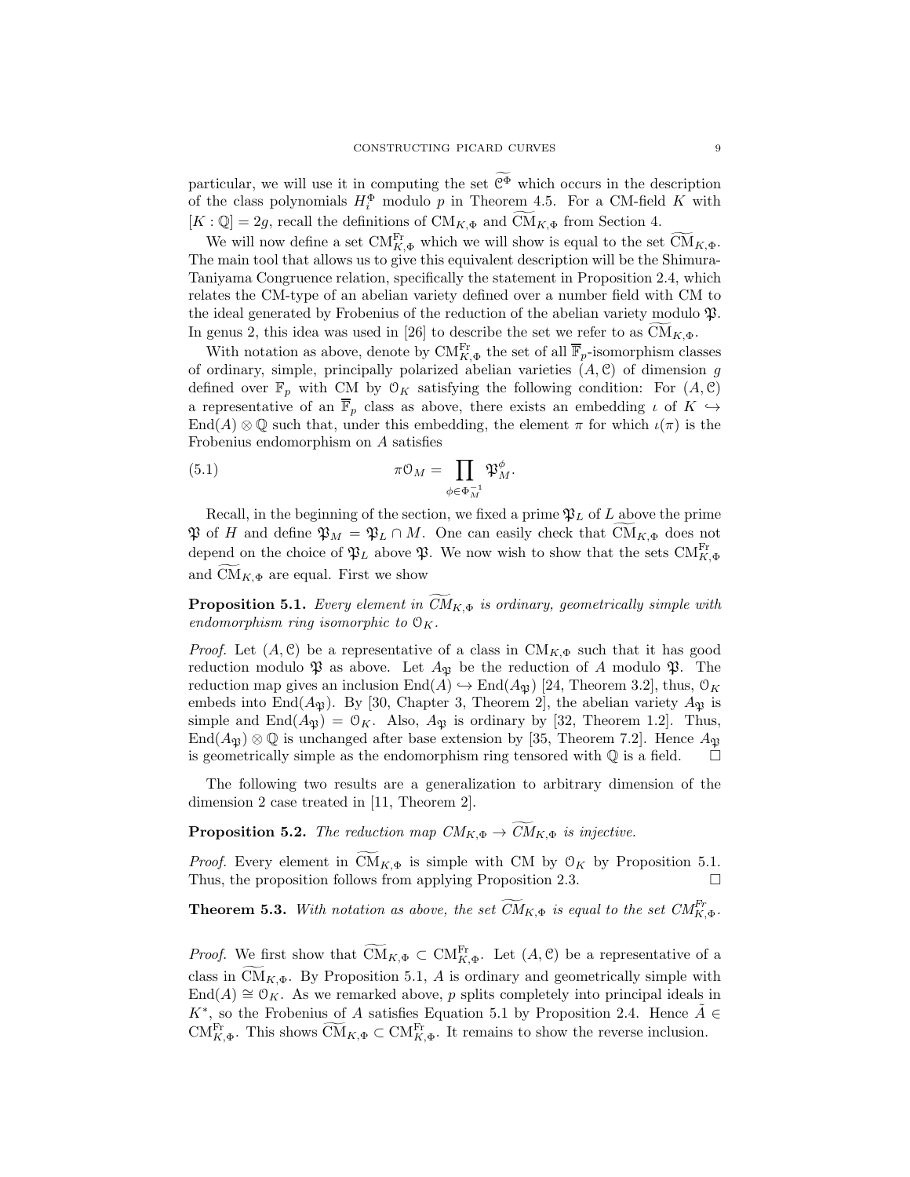particular, we will use it in computing the set $\widetilde{\mathcal{C}^{\Phi}}$ which occurs in the description of the class polynomials $H_i^{\Phi}$ modulo $p$ in Theorem 4.5. For a CM-field $K$ with $[K:\mathbb{Q}] = 2g$, recall the definitions of $\mathrm{CM}_{K,\Phi}$ and $\widetilde{\mathrm{CM}}_{K,\Phi}$ from Section 4.

We will now define a set $\mathrm{CM}^{\mathrm{Fr}}_{K,\Phi}$ which we will show is equal to the set $\widetilde{\mathrm{CM}}_{K,\Phi}$. The main tool that allows us to give this equivalent description will be the Shimura-Taniyama Congruence relation, specifically the statement in Proposition 2.4, which relates the CM-type of an abelian variety defined over a number field with CM to the ideal generated by Frobenius of the reduction of the abelian variety modulo $\mathfrak{P}$. In genus 2, this idea was used in [26] to describe the set we refer to as $\widetilde{\mathrm{CM}}_{K,\Phi}$.

With notation as above, denote by $\mathrm{CM}^{\mathrm{Fr}}_{K,\Phi}$ the set of all $\overline{\mathbb{F}}_p$-isomorphism classes of ordinary, simple, principally polarized abelian varieties $(A, \mathcal{C})$ of dimension $g$ defined over $\mathbb{F}_p$ with CM by $\mathcal{O}_K$ satisfying the following condition: For $(A, \mathcal{C})$ a representative of an $\overline{\mathbb{F}}_p$ class as above, there exists an embedding $\iota$ of $K \hookrightarrow \mathrm{End}(A) \otimes \mathbb{Q}$ such that, under this embedding, the element $\pi$ for which $\iota(\pi)$ is the Frobenius endomorphism on $A$ satisfies

$$\pi \mathcal{O}_M = \prod_{\phi \in \Phi_M^{-1}} \mathfrak{P}_M^{\phi}. \tag{5.1}$$

Recall, in the beginning of the section, we fixed a prime $\mathfrak{P}_L$ of $L$ above the prime $\mathfrak{P}$ of $H$ and define $\mathfrak{P}_M = \mathfrak{P}_L \cap M$. One can easily check that $\widetilde{\mathrm{CM}}_{K,\Phi}$ does not depend on the choice of $\mathfrak{P}_L$ above $\mathfrak{P}$. We now wish to show that the sets $\mathrm{CM}^{\mathrm{Fr}}_{K,\Phi}$ and $\widetilde{\mathrm{CM}}_{K,\Phi}$ are equal. First we show

**Proposition 5.1.** *Every element in $\widetilde{CM}_{K,\Phi}$ is ordinary, geometrically simple with endomorphism ring isomorphic to $\mathcal{O}_K$.*

*Proof.* Let $(A, \mathcal{C})$ be a representative of a class in $\mathrm{CM}_{K,\Phi}$ such that it has good reduction modulo $\mathfrak{P}$ as above. Let $A_{\mathfrak{P}}$ be the reduction of $A$ modulo $\mathfrak{P}$. The reduction map gives an inclusion $\mathrm{End}(A) \hookrightarrow \mathrm{End}(A_{\mathfrak{P}})$ [24, Theorem 3.2], thus, $\mathcal{O}_K$ embeds into $\mathrm{End}(A_{\mathfrak{P}})$. By [30, Chapter 3, Theorem 2], the abelian variety $A_{\mathfrak{P}}$ is simple and $\mathrm{End}(A_{\mathfrak{P}}) = \mathcal{O}_K$. Also, $A_{\mathfrak{P}}$ is ordinary by [32, Theorem 1.2]. Thus, $\mathrm{End}(A_{\mathfrak{P}}) \otimes \mathbb{Q}$ is unchanged after base extension by [35, Theorem 7.2]. Hence $A_{\mathfrak{P}}$ is geometrically simple as the endomorphism ring tensored with $\mathbb{Q}$ is a field. $\square$

The following two results are a generalization to arbitrary dimension of the dimension 2 case treated in [11, Theorem 2].

**Proposition 5.2.** *The reduction map $CM_{K,\Phi} \to \widetilde{CM}_{K,\Phi}$ is injective.*

*Proof.* Every element in $\widetilde{\mathrm{CM}}_{K,\Phi}$ is simple with CM by $\mathcal{O}_K$ by Proposition 5.1. Thus, the proposition follows from applying Proposition 2.3. $\square$

**Theorem 5.3.** *With notation as above, the set $\widetilde{CM}_{K,\Phi}$ is equal to the set $CM^{Fr}_{K,\Phi}$.*

*Proof.* We first show that $\widetilde{\mathrm{CM}}_{K,\Phi} \subset \mathrm{CM}^{\mathrm{Fr}}_{K,\Phi}$. Let $(A, \mathcal{C})$ be a representative of a class in $\widetilde{\mathrm{CM}}_{K,\Phi}$. By Proposition 5.1, $A$ is ordinary and geometrically simple with $\mathrm{End}(A) \cong \mathcal{O}_K$. As we remarked above, $p$ splits completely into principal ideals in $K^*$, so the Frobenius of $A$ satisfies Equation 5.1 by Proposition 2.4. Hence $\tilde{A} \in \mathrm{CM}^{\mathrm{Fr}}_{K,\Phi}$. This shows $\widetilde{\mathrm{CM}}_{K,\Phi} \subset \mathrm{CM}^{\mathrm{Fr}}_{K,\Phi}$. It remains to show the reverse inclusion.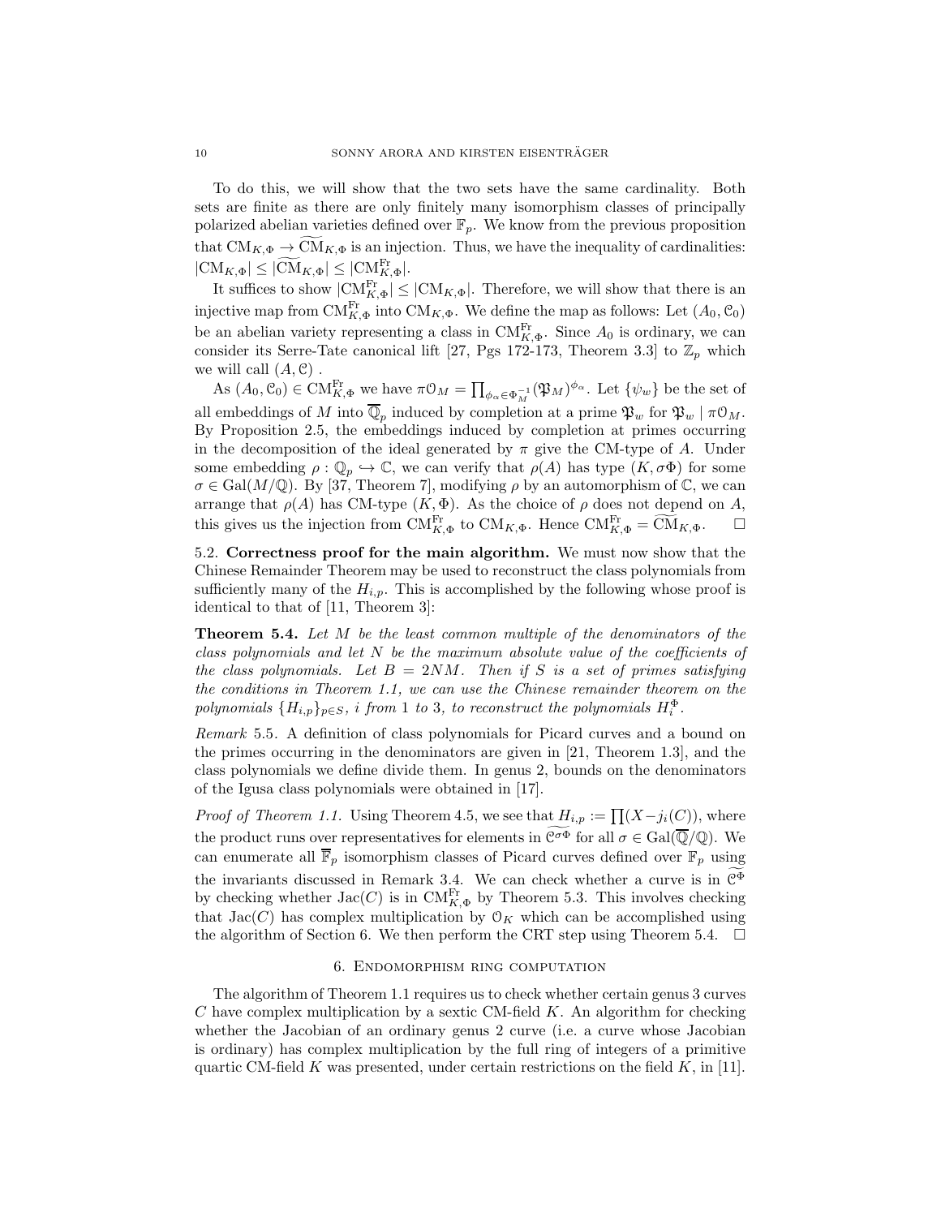To do this, we will show that the two sets have the same cardinality. Both sets are finite as there are only finitely many isomorphism classes of principally polarized abelian varieties defined over $\mathbb{F}_p$. We know from the previous proposition that $\mathrm{CM}_{K,\Phi} \to \widetilde{\mathrm{CM}}_{K,\Phi}$ is an injection. Thus, we have the inequality of cardinalities: $|\mathrm{CM}_{K,\Phi}| \leq |\widetilde{\mathrm{CM}}_{K,\Phi}| \leq |\mathrm{CM}^{\mathrm{Fr}}_{K,\Phi}|$.

It suffices to show $|\mathrm{CM}^{\mathrm{Fr}}_{K,\Phi}| \leq |\mathrm{CM}_{K,\Phi}|$. Therefore, we will show that there is an injective map from $\mathrm{CM}^{\mathrm{Fr}}_{K,\Phi}$ into $\mathrm{CM}_{K,\Phi}$. We define the map as follows: Let $(A_0, \mathcal{C}_0)$ be an abelian variety representing a class in $\mathrm{CM}^{\mathrm{Fr}}_{K,\Phi}$. Since $A_0$ is ordinary, we can consider its Serre-Tate canonical lift [27, Pgs 172-173, Theorem 3.3] to $\mathbb{Z}_p$ which we will call $(A, \mathcal{C})$ .

As $(A_0, \mathcal{C}_0) \in \mathrm{CM}^{\mathrm{Fr}}_{K,\Phi}$ we have $\pi\mathcal{O}_M = \prod_{\phi_\alpha \in \Phi_M^{-1}} (\mathfrak{P}_M)^{\phi_\alpha}$. Let $\{\psi_w\}$ be the set of all embeddings of $M$ into $\overline{\mathbb{Q}}_p$ induced by completion at a prime $\mathfrak{P}_w$ for $\mathfrak{P}_w \mid \pi\mathcal{O}_M$. By Proposition 2.5, the embeddings induced by completion at primes occurring in the decomposition of the ideal generated by $\pi$ give the CM-type of $A$. Under some embedding $\rho : \mathbb{Q}_p \hookrightarrow \mathbb{C}$, we can verify that $\rho(A)$ has type $(K, \sigma\Phi)$ for some $\sigma \in \mathrm{Gal}(M/\mathbb{Q})$. By [37, Theorem 7], modifying $\rho$ by an automorphism of $\mathbb{C}$, we can arrange that $\rho(A)$ has CM-type $(K, \Phi)$. As the choice of $\rho$ does not depend on $A$, this gives us the injection from $\mathrm{CM}^{\mathrm{Fr}}_{K,\Phi}$ to $\mathrm{CM}_{K,\Phi}$. Hence $\mathrm{CM}^{\mathrm{Fr}}_{K,\Phi} = \widetilde{\mathrm{CM}}_{K,\Phi}$. □

### 5.2. Correctness proof for the main algorithm.

We must now show that the Chinese Remainder Theorem may be used to reconstruct the class polynomials from sufficiently many of the $H_{i,p}$. This is accomplished by the following whose proof is identical to that of [11, Theorem 3]:

**Theorem 5.4.** *Let $M$ be the least common multiple of the denominators of the class polynomials and let $N$ be the maximum absolute value of the coefficients of the class polynomials. Let $B = 2NM$. Then if $S$ is a set of primes satisfying the conditions in Theorem 1.1, we can use the Chinese remainder theorem on the polynomials $\{H_{i,p}\}_{p\in S}$, $i$ from 1 to 3, to reconstruct the polynomials $H_i^\Phi$.*

*Remark* 5.5. A definition of class polynomials for Picard curves and a bound on the primes occurring in the denominators are given in [21, Theorem 1.3], and the class polynomials we define divide them. In genus 2, bounds on the denominators of the Igusa class polynomials were obtained in [17].

*Proof of Theorem 1.1.* Using Theorem 4.5, we see that $H_{i,p} := \prod(X - j_i(C))$, where the product runs over representatives for elements in $\widetilde{\mathcal{C}^{\sigma\Phi}}$ for all $\sigma \in \mathrm{Gal}(\overline{\mathbb{Q}}/\mathbb{Q})$. We can enumerate all $\overline{\mathbb{F}}_p$ isomorphism classes of Picard curves defined over $\mathbb{F}_p$ using the invariants discussed in Remark 3.4. We can check whether a curve is in $\widetilde{\mathcal{C}^\Phi}$ by checking whether $\mathrm{Jac}(C)$ is in $\mathrm{CM}^{\mathrm{Fr}}_{K,\Phi}$ by Theorem 5.3. This involves checking that $\mathrm{Jac}(C)$ has complex multiplication by $\mathcal{O}_K$ which can be accomplished using the algorithm of Section 6. We then perform the CRT step using Theorem 5.4. □

## 6. Endomorphism ring computation

The algorithm of Theorem 1.1 requires us to check whether certain genus 3 curves $C$ have complex multiplication by a sextic CM-field $K$. An algorithm for checking whether the Jacobian of an ordinary genus 2 curve (i.e. a curve whose Jacobian is ordinary) has complex multiplication by the full ring of integers of a primitive quartic CM-field $K$ was presented, under certain restrictions on the field $K$, in [11].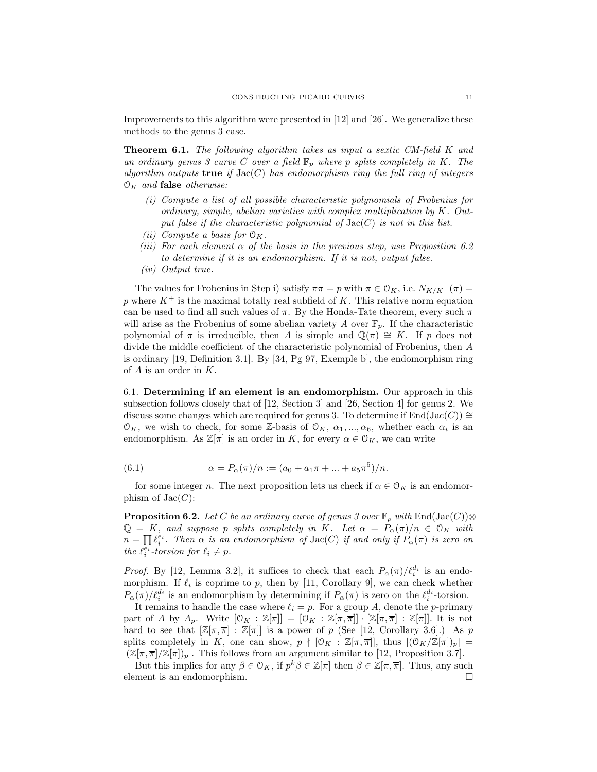Improvements to this algorithm were presented in [12] and [26]. We generalize these methods to the genus 3 case.

**Theorem 6.1.** *The following algorithm takes as input a sextic CM-field $K$ and an ordinary genus 3 curve $C$ over a field $\mathbb{F}_p$ where $p$ splits completely in $K$. The algorithm outputs* **true** *if* $\mathrm{Jac}(C)$ *has endomorphism ring the full ring of integers* $\mathcal{O}_K$ *and* **false** *otherwise:*

- *(i) Compute a list of all possible characteristic polynomials of Frobenius for ordinary, simple, abelian varieties with complex multiplication by $K$. Output false if the characteristic polynomial of $\mathrm{Jac}(C)$ is not in this list.*
- *(ii) Compute a basis for $\mathcal{O}_K$.*
- *(iii) For each element $\alpha$ of the basis in the previous step, use Proposition 6.2 to determine if it is an endomorphism. If it is not, output false.*
- *(iv) Output true.*

The values for Frobenius in Step i) satisfy $\pi\overline{\pi} = p$ with $\pi \in \mathcal{O}_K$, i.e. $N_{K/K^+}(\pi) = p$ where $K^+$ is the maximal totally real subfield of $K$. This relative norm equation can be used to find all such values of $\pi$. By the Honda-Tate theorem, every such $\pi$ will arise as the Frobenius of some abelian variety $A$ over $\mathbb{F}_p$. If the characteristic polynomial of $\pi$ is irreducible, then $A$ is simple and $\mathbb{Q}(\pi) \cong K$. If $p$ does not divide the middle coefficient of the characteristic polynomial of Frobenius, then $A$ is ordinary [19, Definition 3.1]. By [34, Pg 97, Exemple b], the endomorphism ring of $A$ is an order in $K$.

## 6.1. Determining if an element is an endomorphism.

Our approach in this subsection follows closely that of [12, Section 3] and [26, Section 4] for genus 2. We discuss some changes which are required for genus 3. To determine if $\mathrm{End}(\mathrm{Jac}(C)) \cong \mathcal{O}_K$, we wish to check, for some $\mathbb{Z}$-basis of $\mathcal{O}_K$, $\alpha_1, ..., \alpha_6$, whether each $\alpha_i$ is an endomorphism. As $\mathbb{Z}[\pi]$ is an order in $K$, for every $\alpha \in \mathcal{O}_K$, we can write

$$\alpha = P_\alpha(\pi)/n := (a_0 + a_1\pi + ... + a_5\pi^5)/n. \tag{6.1}$$

for some integer $n$. The next proposition lets us check if $\alpha \in \mathcal{O}_K$ is an endomorphism of $\mathrm{Jac}(C)$:

**Proposition 6.2.** *Let $C$ be an ordinary curve of genus 3 over $\mathbb{F}_p$ with $\mathrm{End}(\mathrm{Jac}(C)) \otimes \mathbb{Q} = K$, and suppose $p$ splits completely in $K$. Let $\alpha = P_\alpha(\pi)/n \in \mathcal{O}_K$ with $n = \prod \ell_i^{e_i}$. Then $\alpha$ is an endomorphism of $\mathrm{Jac}(C)$ if and only if $P_\alpha(\pi)$ is zero on the $\ell_i^{e_i}$-torsion for $\ell_i \neq p$.*

*Proof.* By [12, Lemma 3.2], it suffices to check that each $P_\alpha(\pi)/\ell_i^{d_i}$ is an endomorphism. If $\ell_i$ is coprime to $p$, then by [11, Corollary 9], we can check whether $P_\alpha(\pi)/\ell_i^{d_i}$ is an endomorphism by determining if $P_\alpha(\pi)$ is zero on the $\ell_i^{d_i}$-torsion.

It remains to handle the case where $\ell_i = p$. For a group $A$, denote the $p$-primary part of $A$ by $A_p$. Write $[\mathcal{O}_K : \mathbb{Z}[\pi]] = [\mathcal{O}_K : \mathbb{Z}[\pi, \overline{\pi}]] \cdot [\mathbb{Z}[\pi, \overline{\pi}] : \mathbb{Z}[\pi]]$. It is not hard to see that $[\mathbb{Z}[\pi, \overline{\pi}] : \mathbb{Z}[\pi]]$ is a power of $p$ (See [12, Corollary 3.6].) As $p$ splits completely in $K$, one can show, $p \nmid [\mathcal{O}_K : \mathbb{Z}[\pi, \overline{\pi}]]$, thus $|(\mathcal{O}_K/\mathbb{Z}[\pi])_p| = |(\mathbb{Z}[\pi, \overline{\pi}]/\mathbb{Z}[\pi])_p|$. This follows from an argument similar to [12, Proposition 3.7].

But this implies for any $\beta \in \mathcal{O}_K$, if $p^k\beta \in \mathbb{Z}[\pi]$ then $\beta \in \mathbb{Z}[\pi, \overline{\pi}]$. Thus, any such element is an endomorphism. $\square$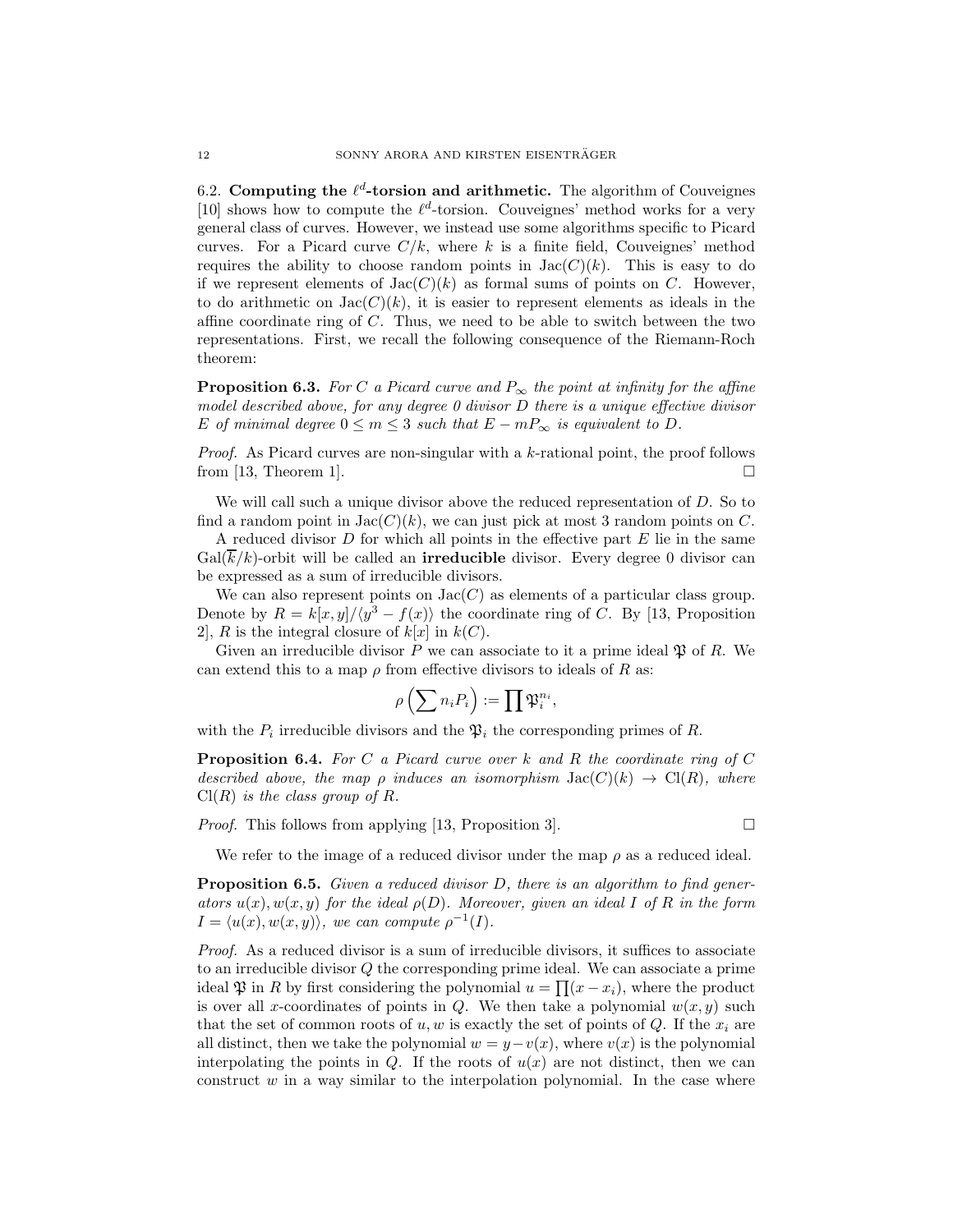6.2. **Computing the $\ell^d$-torsion and arithmetic.** The algorithm of Couveignes [10] shows how to compute the $\ell^d$-torsion. Couveignes' method works for a very general class of curves. However, we instead use some algorithms specific to Picard curves. For a Picard curve $C/k$, where $k$ is a finite field, Couveignes' method requires the ability to choose random points in $\mathrm{Jac}(C)(k)$. This is easy to do if we represent elements of $\mathrm{Jac}(C)(k)$ as formal sums of points on $C$. However, to do arithmetic on $\mathrm{Jac}(C)(k)$, it is easier to represent elements as ideals in the affine coordinate ring of $C$. Thus, we need to be able to switch between the two representations. First, we recall the following consequence of the Riemann-Roch theorem:

**Proposition 6.3.** *For $C$ a Picard curve and $P_\infty$ the point at infinity for the affine model described above, for any degree 0 divisor $D$ there is a unique effective divisor $E$ of minimal degree $0 \le m \le 3$ such that $E - mP_\infty$ is equivalent to $D$.*

*Proof.* As Picard curves are non-singular with a $k$-rational point, the proof follows from [13, Theorem 1]. □

We will call such a unique divisor above the reduced representation of $D$. So to find a random point in $\mathrm{Jac}(C)(k)$, we can just pick at most 3 random points on $C$.

A reduced divisor $D$ for which all points in the effective part $E$ lie in the same $\mathrm{Gal}(\overline{k}/k)$-orbit will be called an **irreducible** divisor. Every degree 0 divisor can be expressed as a sum of irreducible divisors.

We can also represent points on $\mathrm{Jac}(C)$ as elements of a particular class group. Denote by $R = k[x,y]/\langle y^3 - f(x)\rangle$ the coordinate ring of $C$. By [13, Proposition 2], $R$ is the integral closure of $k[x]$ in $k(C)$.

Given an irreducible divisor $P$ we can associate to it a prime ideal $\mathfrak{P}$ of $R$. We can extend this to a map $\rho$ from effective divisors to ideals of $R$ as:

$$\rho\left(\sum n_i P_i\right) := \prod \mathfrak{P}_i^{n_i},$$

with the $P_i$ irreducible divisors and the $\mathfrak{P}_i$ the corresponding primes of $R$.

**Proposition 6.4.** *For $C$ a Picard curve over $k$ and $R$ the coordinate ring of $C$ described above, the map $\rho$ induces an isomorphism $\mathrm{Jac}(C)(k) \to \mathrm{Cl}(R)$, where $\mathrm{Cl}(R)$ is the class group of $R$.*

*Proof.* This follows from applying [13, Proposition 3]. □

We refer to the image of a reduced divisor under the map $\rho$ as a reduced ideal.

**Proposition 6.5.** *Given a reduced divisor $D$, there is an algorithm to find generators $u(x), w(x,y)$ for the ideal $\rho(D)$. Moreover, given an ideal $I$ of $R$ in the form $I = \langle u(x), w(x,y)\rangle$, we can compute $\rho^{-1}(I)$.*

*Proof.* As a reduced divisor is a sum of irreducible divisors, it suffices to associate to an irreducible divisor $Q$ the corresponding prime ideal. We can associate a prime ideal $\mathfrak{P}$ in $R$ by first considering the polynomial $u = \prod(x - x_i)$, where the product is over all $x$-coordinates of points in $Q$. We then take a polynomial $w(x,y)$ such that the set of common roots of $u, w$ is exactly the set of points of $Q$. If the $x_i$ are all distinct, then we take the polynomial $w = y - v(x)$, where $v(x)$ is the polynomial interpolating the points in $Q$. If the roots of $u(x)$ are not distinct, then we can construct $w$ in a way similar to the interpolation polynomial. In the case where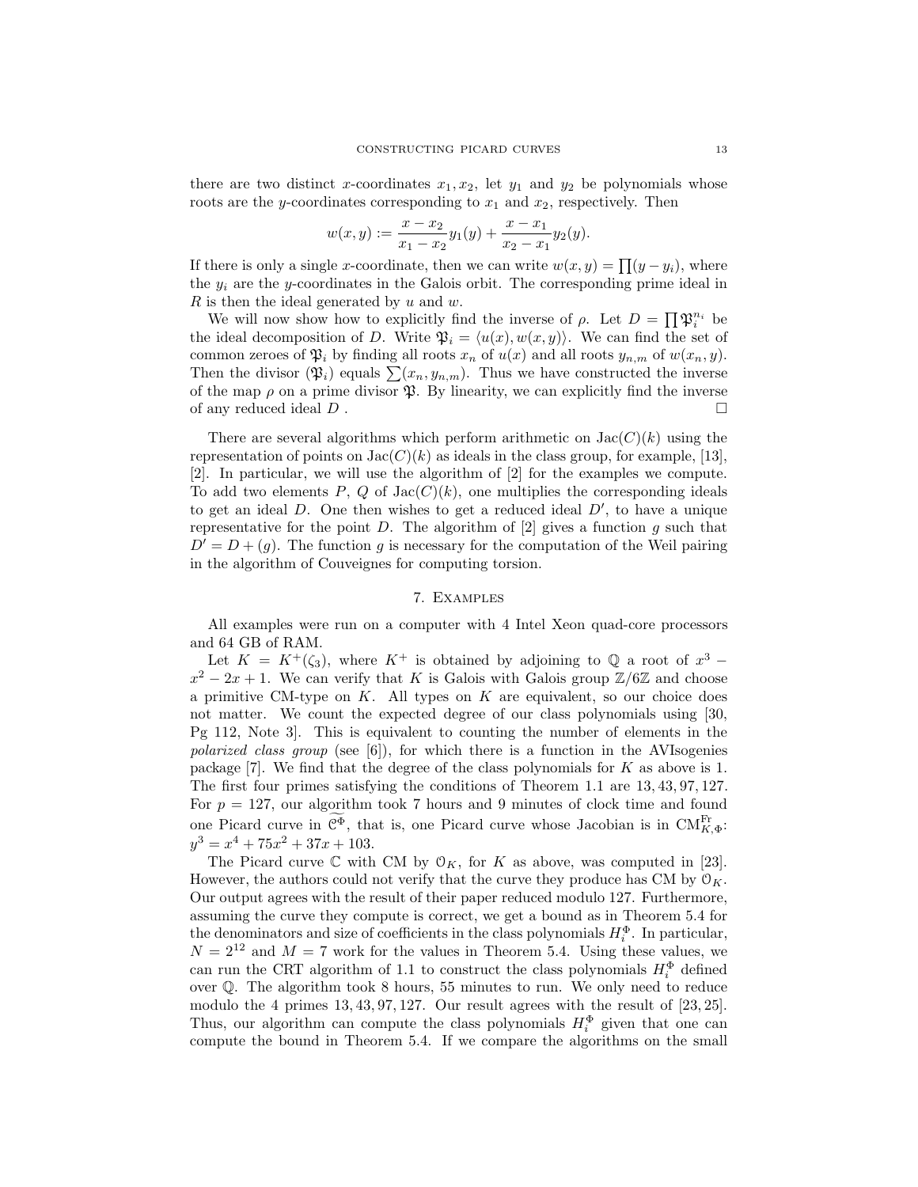there are two distinct $x$-coordinates $x_1, x_2$, let $y_1$ and $y_2$ be polynomials whose roots are the $y$-coordinates corresponding to $x_1$ and $x_2$, respectively. Then

$$w(x, y) := \frac{x - x_2}{x_1 - x_2} y_1(y) + \frac{x - x_1}{x_2 - x_1} y_2(y).$$

If there is only a single $x$-coordinate, then we can write $w(x, y) = \prod(y - y_i)$, where the $y_i$ are the $y$-coordinates in the Galois orbit. The corresponding prime ideal in $R$ is then the ideal generated by $u$ and $w$.

We will now show how to explicitly find the inverse of $\rho$. Let $D = \prod \mathfrak{P}_i^{n_i}$ be the ideal decomposition of $D$. Write $\mathfrak{P}_i = \langle u(x), w(x, y) \rangle$. We can find the set of common zeroes of $\mathfrak{P}_i$ by finding all roots $x_n$ of $u(x)$ and all roots $y_{n,m}$ of $w(x_n, y)$. Then the divisor $(\mathfrak{P}_i)$ equals $\sum(x_n, y_{n,m})$. Thus we have constructed the inverse of the map $\rho$ on a prime divisor $\mathfrak{P}$. By linearity, we can explicitly find the inverse of any reduced ideal $D$. $\square$

There are several algorithms which perform arithmetic on $\mathrm{Jac}(C)(k)$ using the representation of points on $\mathrm{Jac}(C)(k)$ as ideals in the class group, for example, [13], [2]. In particular, we will use the algorithm of [2] for the examples we compute. To add two elements $P$, $Q$ of $\mathrm{Jac}(C)(k)$, one multiplies the corresponding ideals to get an ideal $D$. One then wishes to get a reduced ideal $D'$, to have a unique representative for the point $D$. The algorithm of [2] gives a function $g$ such that $D' = D + (g)$. The function $g$ is necessary for the computation of the Weil pairing in the algorithm of Couveignes for computing torsion.

## 7. Examples

All examples were run on a computer with 4 Intel Xeon quad-core processors and 64 GB of RAM.

Let $K = K^+(\zeta_3)$, where $K^+$ is obtained by adjoining to $\mathbb{Q}$ a root of $x^3 - x^2 - 2x + 1$. We can verify that $K$ is Galois with Galois group $\mathbb{Z}/6\mathbb{Z}$ and choose a primitive CM-type on $K$. All types on $K$ are equivalent, so our choice does not matter. We count the expected degree of our class polynomials using [30, Pg 112, Note 3]. This is equivalent to counting the number of elements in the *polarized class group* (see [6]), for which there is a function in the AVIsogenies package [7]. We find that the degree of the class polynomials for $K$ as above is 1. The first four primes satisfying the conditions of Theorem 1.1 are 13, 43, 97, 127. For $p = 127$, our algorithm took 7 hours and 9 minutes of clock time and found one Picard curve in $\widetilde{\mathcal{C}^{\Phi}}$, that is, one Picard curve whose Jacobian is in $\mathrm{CM}^{\mathrm{Fr}}_{K,\Phi}$: $y^3 = x^4 + 75x^2 + 37x + 103$.

The Picard curve $\mathbb{C}$ with CM by $\mathcal{O}_K$, for $K$ as above, was computed in [23]. However, the authors could not verify that the curve they produce has CM by $\mathcal{O}_K$. Our output agrees with the result of their paper reduced modulo 127. Furthermore, assuming the curve they compute is correct, we get a bound as in Theorem 5.4 for the denominators and size of coefficients in the class polynomials $H_i^{\Phi}$. In particular, $N = 2^{12}$ and $M = 7$ work for the values in Theorem 5.4. Using these values, we can run the CRT algorithm of 1.1 to construct the class polynomials $H_i^{\Phi}$ defined over $\mathbb{Q}$. The algorithm took 8 hours, 55 minutes to run. We only need to reduce modulo the 4 primes 13, 43, 97, 127. Our result agrees with the result of [23, 25]. Thus, our algorithm can compute the class polynomials $H_i^{\Phi}$ given that one can compute the bound in Theorem 5.4. If we compare the algorithms on the small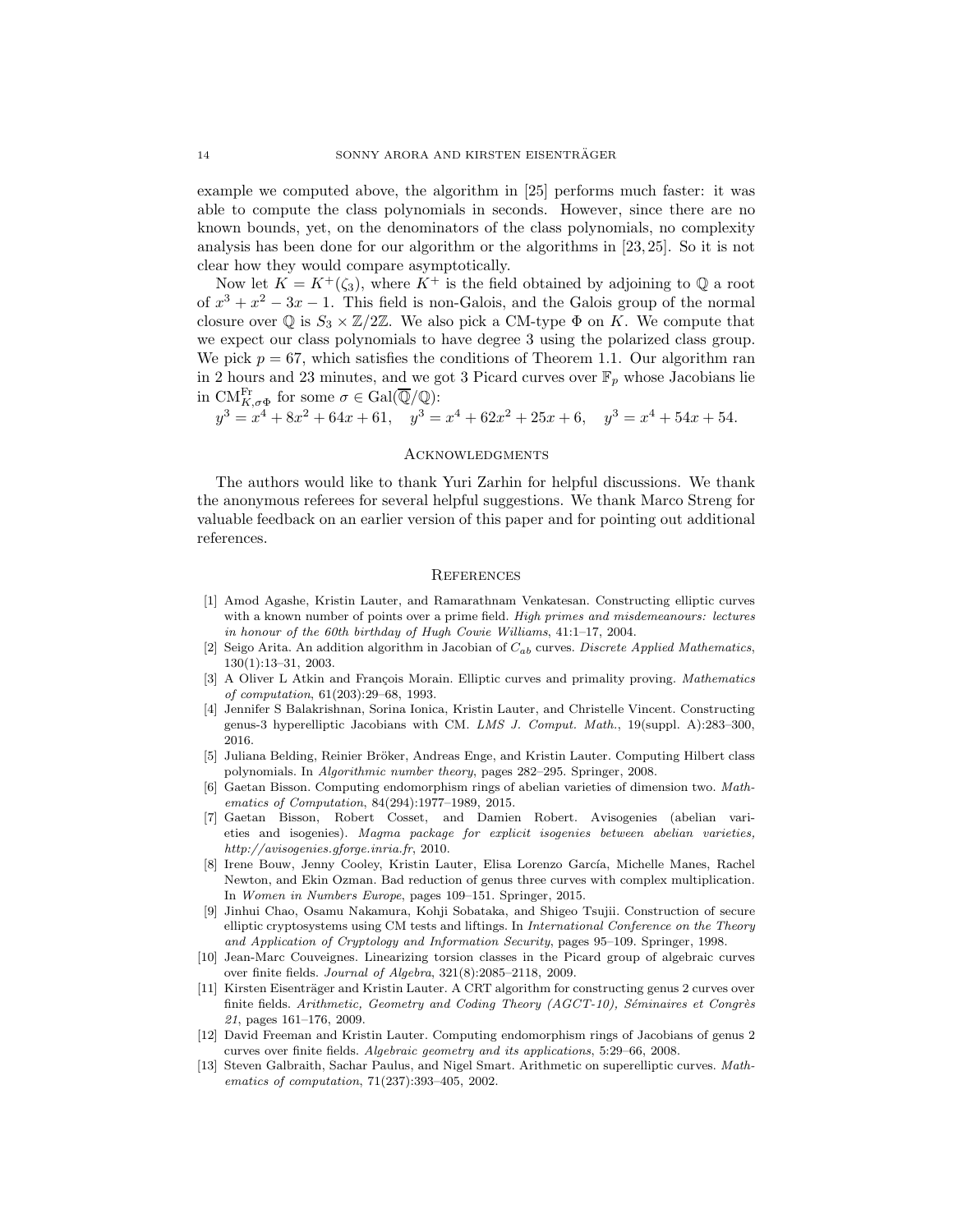example we computed above, the algorithm in [25] performs much faster: it was able to compute the class polynomials in seconds. However, since there are no known bounds, yet, on the denominators of the class polynomials, no complexity analysis has been done for our algorithm or the algorithms in [23, 25]. So it is not clear how they would compare asymptotically.

Now let $K = K^+(\zeta_3)$, where $K^+$ is the field obtained by adjoining to $\mathbb{Q}$ a root of $x^3 + x^2 - 3x - 1$. This field is non-Galois, and the Galois group of the normal closure over $\mathbb{Q}$ is $S_3 \times \mathbb{Z}/2\mathbb{Z}$. We also pick a CM-type $\Phi$ on $K$. We compute that we expect our class polynomials to have degree 3 using the polarized class group. We pick $p = 67$, which satisfies the conditions of Theorem 1.1. Our algorithm ran in 2 hours and 23 minutes, and we got 3 Picard curves over $\mathbb{F}_p$ whose Jacobians lie in $\mathrm{CM}^{\mathrm{Fr}}_{K,\sigma\Phi}$ for some $\sigma \in \mathrm{Gal}(\overline{\mathbb{Q}}/\mathbb{Q})$:

$$y^3 = x^4 + 8x^2 + 64x + 61, \quad y^3 = x^4 + 62x^2 + 25x + 6, \quad y^3 = x^4 + 54x + 54.$$

## Acknowledgments

The authors would like to thank Yuri Zarhin for helpful discussions. We thank the anonymous referees for several helpful suggestions. We thank Marco Streng for valuable feedback on an earlier version of this paper and for pointing out additional references.

## References

[1] Amod Agashe, Kristin Lauter, and Ramarathnam Venkatesan. Constructing elliptic curves with a known number of points over a prime field. *High primes and misdemeanours: lectures in honour of the 60th birthday of Hugh Cowie Williams*, 41:1–17, 2004.

[2] Seigo Arita. An addition algorithm in Jacobian of $C_{ab}$ curves. *Discrete Applied Mathematics*, 130(1):13–31, 2003.

[3] A Oliver L Atkin and François Morain. Elliptic curves and primality proving. *Mathematics of computation*, 61(203):29–68, 1993.

[4] Jennifer S Balakrishnan, Sorina Ionica, Kristin Lauter, and Christelle Vincent. Constructing genus-3 hyperelliptic Jacobians with CM. *LMS J. Comput. Math.*, 19(suppl. A):283–300, 2016.

[5] Juliana Belding, Reinier Bröker, Andreas Enge, and Kristin Lauter. Computing Hilbert class polynomials. In *Algorithmic number theory*, pages 282–295. Springer, 2008.

[6] Gaetan Bisson. Computing endomorphism rings of abelian varieties of dimension two. *Mathematics of Computation*, 84(294):1977–1989, 2015.

[7] Gaetan Bisson, Robert Cosset, and Damien Robert. Avisogenies (abelian varieties and isogenies). *Magma package for explicit isogenies between abelian varieties, http://avisogenies.gforge.inria.fr*, 2010.

[8] Irene Bouw, Jenny Cooley, Kristin Lauter, Elisa Lorenzo García, Michelle Manes, Rachel Newton, and Ekin Ozman. Bad reduction of genus three curves with complex multiplication. In *Women in Numbers Europe*, pages 109–151. Springer, 2015.

[9] Jinhui Chao, Osamu Nakamura, Kohji Sobataka, and Shigeo Tsujii. Construction of secure elliptic cryptosystems using CM tests and liftings. In *International Conference on the Theory and Application of Cryptology and Information Security*, pages 95–109. Springer, 1998.

[10] Jean-Marc Couveignes. Linearizing torsion classes in the Picard group of algebraic curves over finite fields. *Journal of Algebra*, 321(8):2085–2118, 2009.

[11] Kirsten Eisenträger and Kristin Lauter. A CRT algorithm for constructing genus 2 curves over finite fields. *Arithmetic, Geometry and Coding Theory (AGCT-10), Séminaires et Congrès 21*, pages 161–176, 2009.

[12] David Freeman and Kristin Lauter. Computing endomorphism rings of Jacobians of genus 2 curves over finite fields. *Algebraic geometry and its applications*, 5:29–66, 2008.

[13] Steven Galbraith, Sachar Paulus, and Nigel Smart. Arithmetic on superelliptic curves. *Mathematics of computation*, 71(237):393–405, 2002.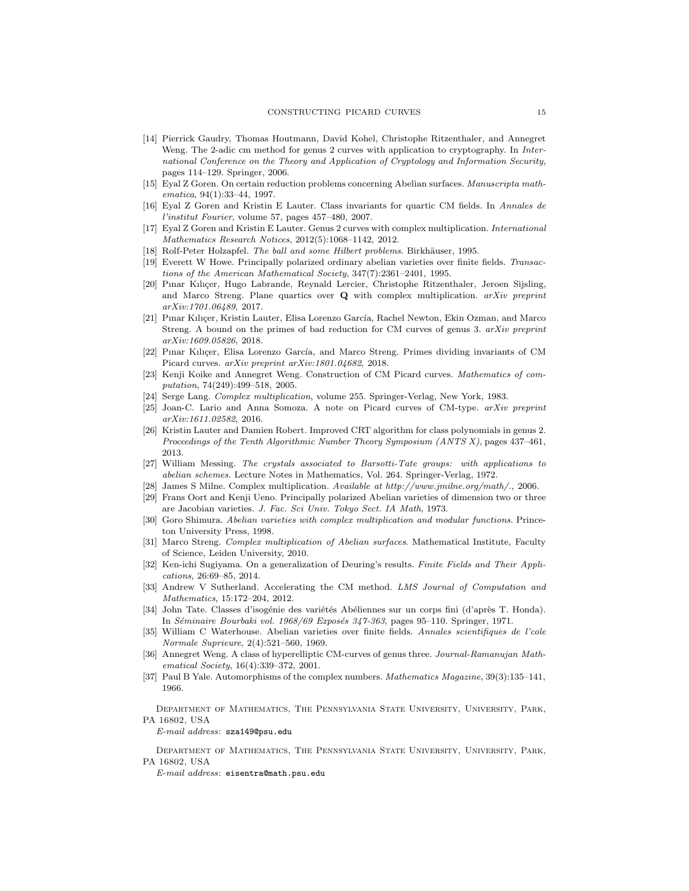[14] Pierrick Gaudry, Thomas Houtmann, David Kohel, Christophe Ritzenthaler, and Annegret Weng. The 2-adic cm method for genus 2 curves with application to cryptography. In *International Conference on the Theory and Application of Cryptology and Information Security*, pages 114–129. Springer, 2006.

[15] Eyal Z Goren. On certain reduction problems concerning Abelian surfaces. *Manuscripta mathematica*, 94(1):33–44, 1997.

[16] Eyal Z Goren and Kristin E Lauter. Class invariants for quartic CM fields. In *Annales de l'institut Fourier*, volume 57, pages 457–480, 2007.

[17] Eyal Z Goren and Kristin E Lauter. Genus 2 curves with complex multiplication. *International Mathematics Research Notices*, 2012(5):1068–1142, 2012.

[18] Rolf-Peter Holzapfel. *The ball and some Hilbert problems*. Birkhäuser, 1995.

[19] Everett W Howe. Principally polarized ordinary abelian varieties over finite fields. *Transactions of the American Mathematical Society*, 347(7):2361–2401, 1995.

[20] Pınar Kılıçer, Hugo Labrande, Reynald Lercier, Christophe Ritzenthaler, Jeroen Sijsling, and Marco Streng. Plane quartics over **Q** with complex multiplication. *arXiv preprint arXiv:1701.06489*, 2017.

[21] Pınar Kılıçer, Kristin Lauter, Elisa Lorenzo García, Rachel Newton, Ekin Ozman, and Marco Streng. A bound on the primes of bad reduction for CM curves of genus 3. *arXiv preprint arXiv:1609.05826*, 2018.

[22] Pınar Kılıçer, Elisa Lorenzo García, and Marco Streng. Primes dividing invariants of CM Picard curves. *arXiv preprint arXiv:1801.04682*, 2018.

[23] Kenji Koike and Annegret Weng. Construction of CM Picard curves. *Mathematics of computation*, 74(249):499–518, 2005.

[24] Serge Lang. *Complex multiplication*, volume 255. Springer-Verlag, New York, 1983.

[25] Joan-C. Lario and Anna Somoza. A note on Picard curves of CM-type. *arXiv preprint arXiv:1611.02582*, 2016.

[26] Kristin Lauter and Damien Robert. Improved CRT algorithm for class polynomials in genus 2. *Proceedings of the Tenth Algorithmic Number Theory Symposium (ANTS X)*, pages 437–461, 2013.

[27] William Messing. *The crystals associated to Barsotti-Tate groups: with applications to abelian schemes*. Lecture Notes in Mathematics, Vol. 264. Springer-Verlag, 1972.

[28] James S Milne. Complex multiplication. *Available at http://www.jmilne.org/math/.*, 2006.

[29] Frans Oort and Kenji Ueno. Principally polarized Abelian varieties of dimension two or three are Jacobian varieties. *J. Fac. Sci Univ. Tokyo Sect. IA Math*, 1973.

[30] Goro Shimura. *Abelian varieties with complex multiplication and modular functions*. Princeton University Press, 1998.

[31] Marco Streng. *Complex multiplication of Abelian surfaces*. Mathematical Institute, Faculty of Science, Leiden University, 2010.

[32] Ken-ichi Sugiyama. On a generalization of Deuring's results. *Finite Fields and Their Applications*, 26:69–85, 2014.

[33] Andrew V Sutherland. Accelerating the CM method. *LMS Journal of Computation and Mathematics*, 15:172–204, 2012.

[34] John Tate. Classes d'isogénie des variétés Abéliennes sur un corps fini (d'après T. Honda). In *Séminaire Bourbaki vol. 1968/69 Exposés 347-363*, pages 95–110. Springer, 1971.

[35] William C Waterhouse. Abelian varieties over finite fields. *Annales scientifiques de l'cole Normale Suprieure*, 2(4):521–560, 1969.

[36] Annegret Weng. A class of hyperelliptic CM-curves of genus three. *Journal-Ramanujan Mathematical Society*, 16(4):339–372, 2001.

[37] Paul B Yale. Automorphisms of the complex numbers. *Mathematics Magazine*, 39(3):135–141, 1966.

Department of Mathematics, The Pennsylvania State University, University, Park, PA 16802, USA

*E-mail address*: sza149@psu.edu

Department of Mathematics, The Pennsylvania State University, University, Park, PA 16802, USA

*E-mail address*: eisentra@math.psu.edu